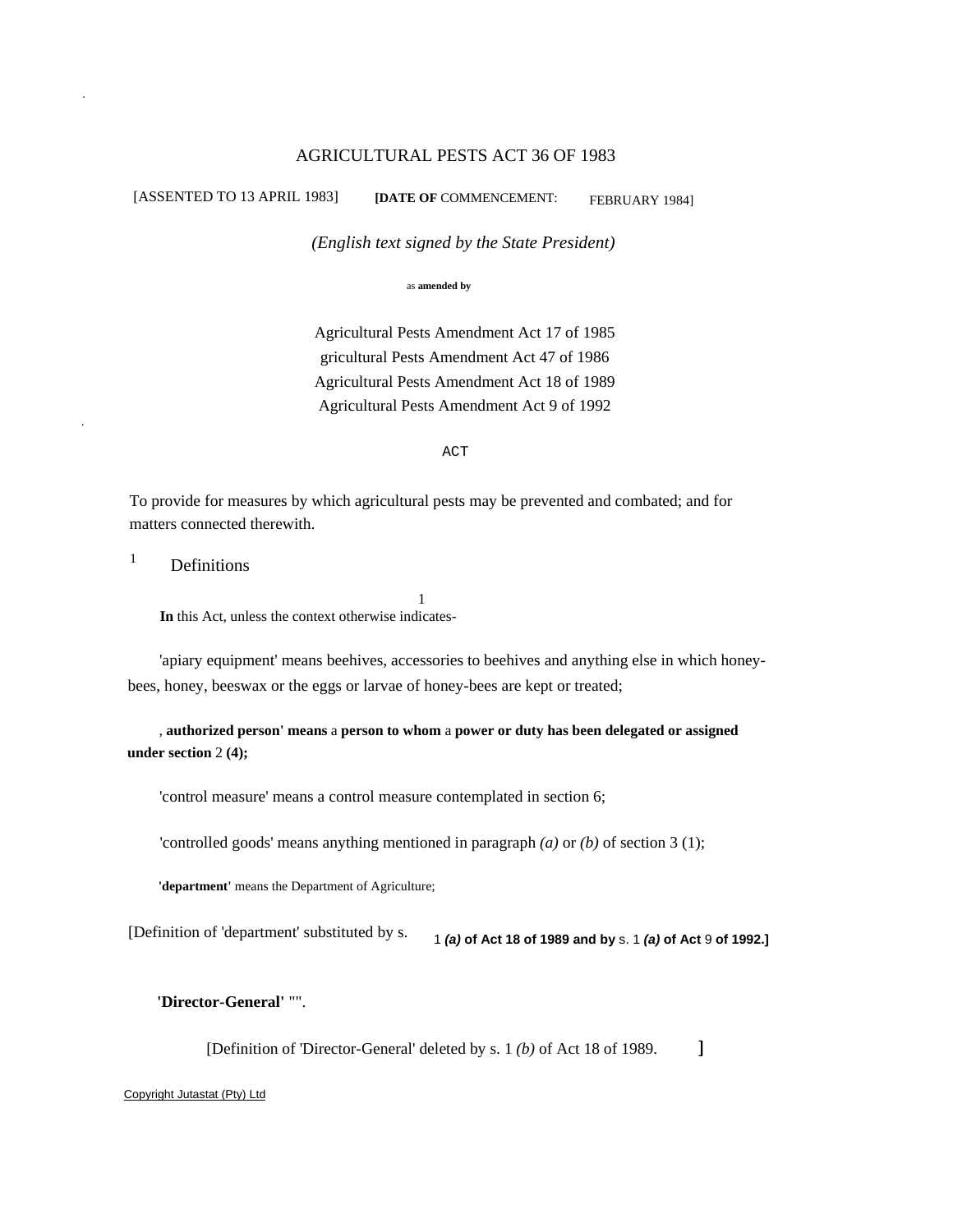# AGRICULTURAL PESTS ACT 36 OF 1983

[ASSENTED TO 13 APRIL 1983] **[DATE OF** COMMENCEMENT: FEBRUARY 1984]

*(English text signed by the State President)*

as **amended by**

Agricultural Pests Amendment Act 17 of 1985
gricultural Pests Amendment Act 47 of 1986
Agricultural Pests Amendment Act 18 of 1989
Agricultural Pests Amendment Act 9 of 1992

ACT

To provide for measures by which agricultural pests may be prevented and combated; and for matters connected therewith.

## 1 Definitions

1

**In** this Act, unless the context otherwise indicates-

'apiary equipment' means beehives, accessories to beehives and anything else in which honey-bees, honey, beeswax or the eggs or larvae of honey-bees are kept or treated;

, **authorized person' means** a **person to whom** a **power or duty has been delegated or assigned under section** 2 **(4);**

'control measure' means a control measure contemplated in section 6;

'controlled goods' means anything mentioned in paragraph *(a)* or *(b)* of section 3 (1);

**'department'** means the Department of Agriculture;

[Definition of 'department' substituted by s. 1 ***(a)*** **of Act 18 of 1989 and by** s. 1 ***(a)*** **of Act** 9 **of 1992.]**

**'Director-General'** "".

[Definition of 'Director-General' deleted by s. 1 *(b)* of Act 18 of 1989. ]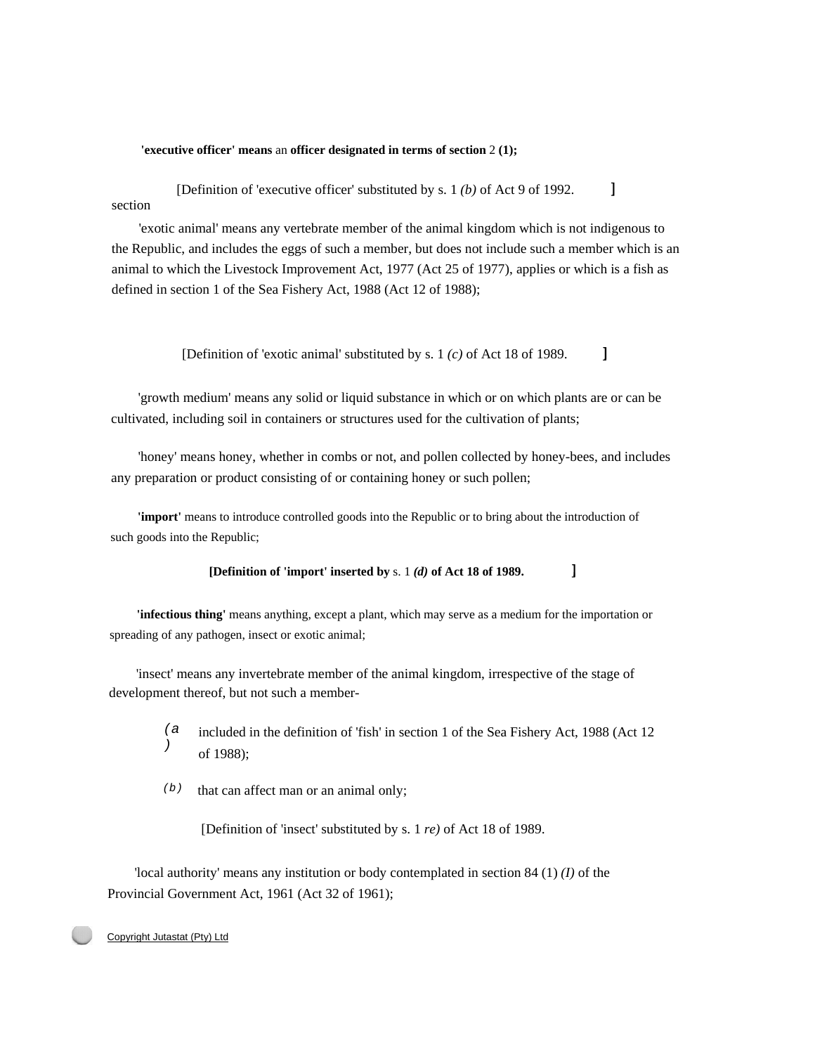**'executive officer' means** an **officer designated in terms of section** 2 **(1);**

[Definition of 'executive officer' substituted by s. 1 *(b)* of Act 9 of 1992. ]

section

'exotic animal' means any vertebrate member of the animal kingdom which is not indigenous to the Republic, and includes the eggs of such a member, but does not include such a member which is an animal to which the Livestock Improvement Act, 1977 (Act 25 of 1977), applies or which is a fish as defined in section 1 of the Sea Fishery Act, 1988 (Act 12 of 1988);

[Definition of 'exotic animal' substituted by s. 1 *(c)* of Act 18 of 1989. ]

'growth medium' means any solid or liquid substance in which or on which plants are or can be cultivated, including soil in containers or structures used for the cultivation of plants;

'honey' means honey, whether in combs or not, and pollen collected by honey-bees, and includes any preparation or product consisting of or containing honey or such pollen;

**'import'** means to introduce controlled goods into the Republic or to bring about the introduction of such goods into the Republic;

**[Definition of 'import' inserted by** s. 1 ***(d)*** **of Act 18 of 1989.** ]

**'infectious thing'** means anything, except a plant, which may serve as a medium for the importation or spreading of any pathogen, insect or exotic animal;

'insect' means any invertebrate member of the animal kingdom, irrespective of the stage of development thereof, but not such a member-

*(a)* included in the definition of 'fish' in section 1 of the Sea Fishery Act, 1988 (Act 12 of 1988);

*(b)* that can affect man or an animal only;

[Definition of 'insect' substituted by s. 1 *re)* of Act 18 of 1989.

'local authority' means any institution or body contemplated in section 84 (1) *(I)* of the Provincial Government Act, 1961 (Act 32 of 1961);

Copyright Jutastat (Pty) Ltd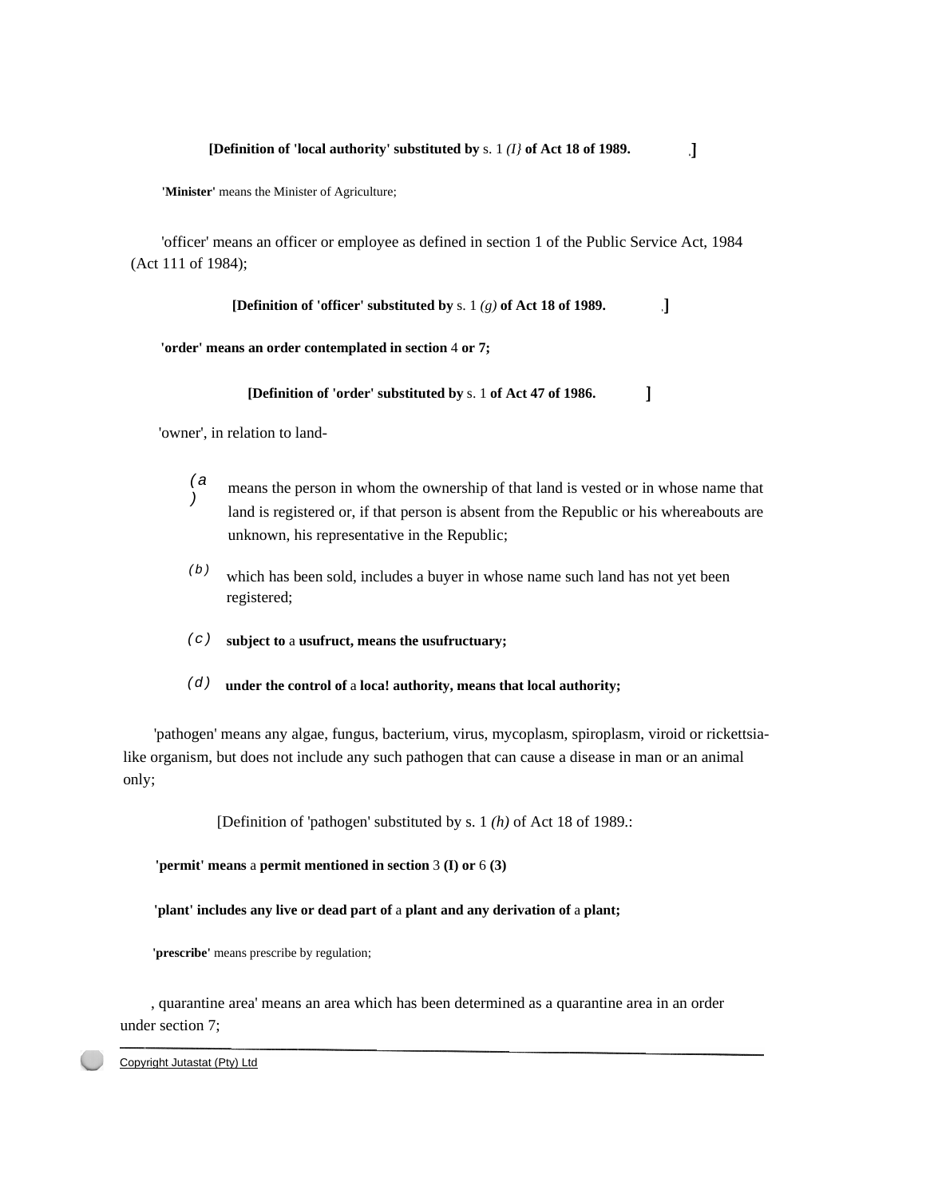**[Definition of 'local authority' substituted by** s. 1 *(I}* **of Act 18 of 1989.** ,**]**

**'Minister'** means the Minister of Agriculture;

'officer' means an officer or employee as defined in section 1 of the Public Service Act, 1984 (Act 111 of 1984);

**[Definition of 'officer' substituted by** s. 1 *(g)* **of Act 18 of 1989.** ,**]**

**'order' means an order contemplated in section** 4 **or 7;**

**[Definition of 'order' substituted by** s. 1 **of Act 47 of 1986. ]**

'owner', in relation to land-

*(a)* means the person in whom the ownership of that land is vested or in whose name that land is registered or, if that person is absent from the Republic or his whereabouts are unknown, his representative in the Republic;

*(b)* which has been sold, includes a buyer in whose name such land has not yet been registered;

*(c)* **subject to** a **usufruct, means the usufructuary;**

*(d)* **under the control of** a **loca! authority, means that local authority;**

'pathogen' means any algae, fungus, bacterium, virus, mycoplasm, spiroplasm, viroid or rickettsia-like organism, but does not include any such pathogen that can cause a disease in man or an animal only;

[Definition of 'pathogen' substituted by s. 1 *(h)* of Act 18 of 1989.:

**'permit' means** a **permit mentioned in section** 3 **(I) or** 6 **(3)**

**'plant' includes any live or dead part of** a **plant and any derivation of** a **plant;**

**'prescribe'** means prescribe by regulation;

, quarantine area' means an area which has been determined as a quarantine area in an order under section 7;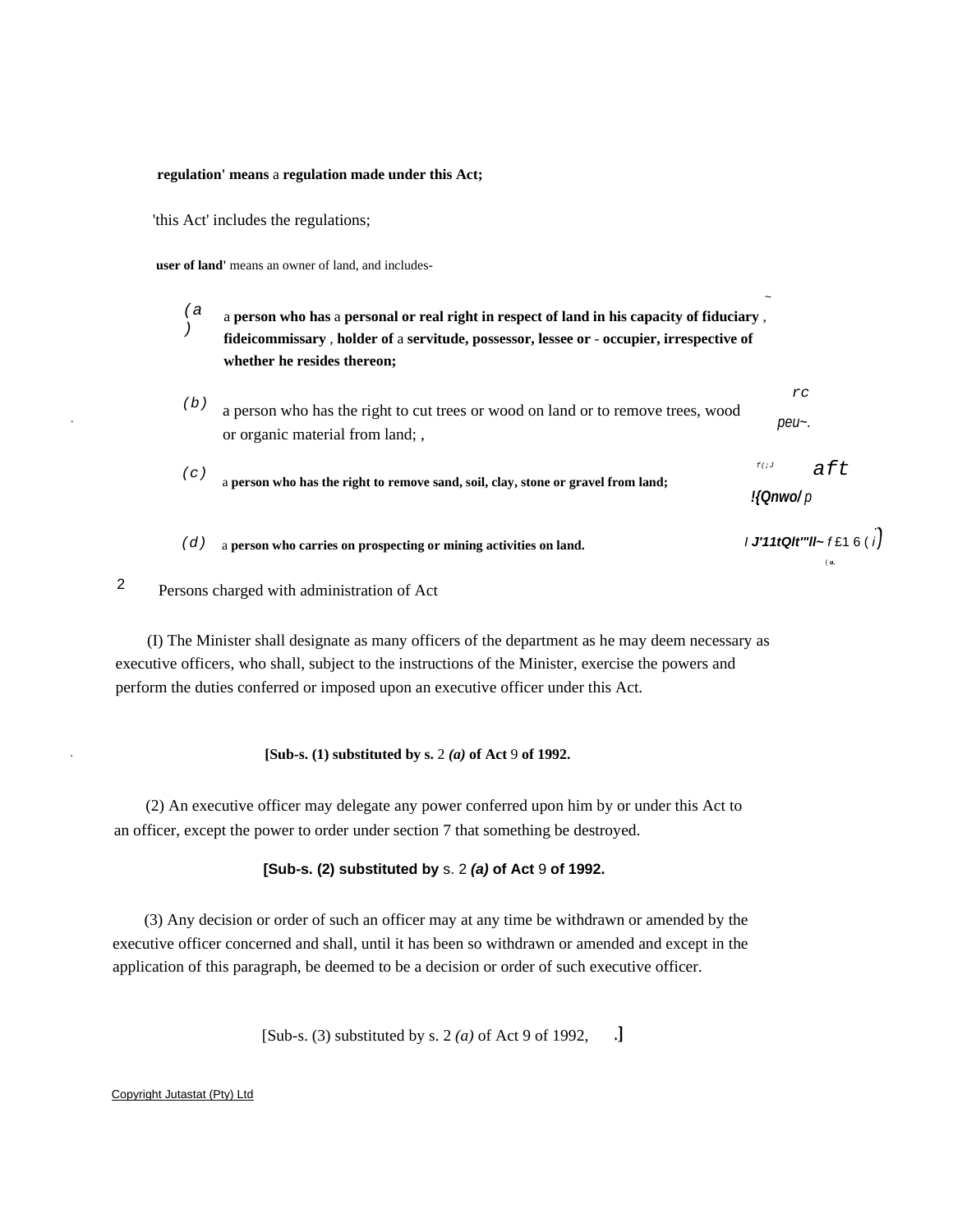'regulation' means a regulation made under this Act;

'this Act' includes the regulations;

'user of land' means an owner of land, and includes-

(a) a person who has a personal or real right in respect of land in his capacity of fiduciary, fideicommissary, holder of a servitude, possessor, lessee or occupier, irrespective of whether he resides thereon;

(b) a person who has the right to cut trees or wood on land or to remove trees, wood or organic material from land;

(c) a person who has the right to remove sand, soil, clay, stone or gravel from land;

(d) a person who carries on prospecting or mining activities on land.

## 2 Persons charged with administration of Act

(1) The Minister shall designate as many officers of the department as he may deem necessary as executive officers, who shall, subject to the instructions of the Minister, exercise the powers and perform the duties conferred or imposed upon an executive officer under this Act.

[Sub-s. (1) substituted by s. 2 *(a)* of Act 9 of 1992.]

(2) An executive officer may delegate any power conferred upon him by or under this Act to an officer, except the power to order under section 7 that something be destroyed.

[Sub-s. (2) substituted by s. 2 *(a)* of Act 9 of 1992.]

(3) Any decision or order of such an officer may at any time be withdrawn or amended by the executive officer concerned and shall, until it has been so withdrawn or amended and except in the application of this paragraph, be deemed to be a decision or order of such executive officer.

[Sub-s. (3) substituted by s. 2 *(a)* of Act 9 of 1992.]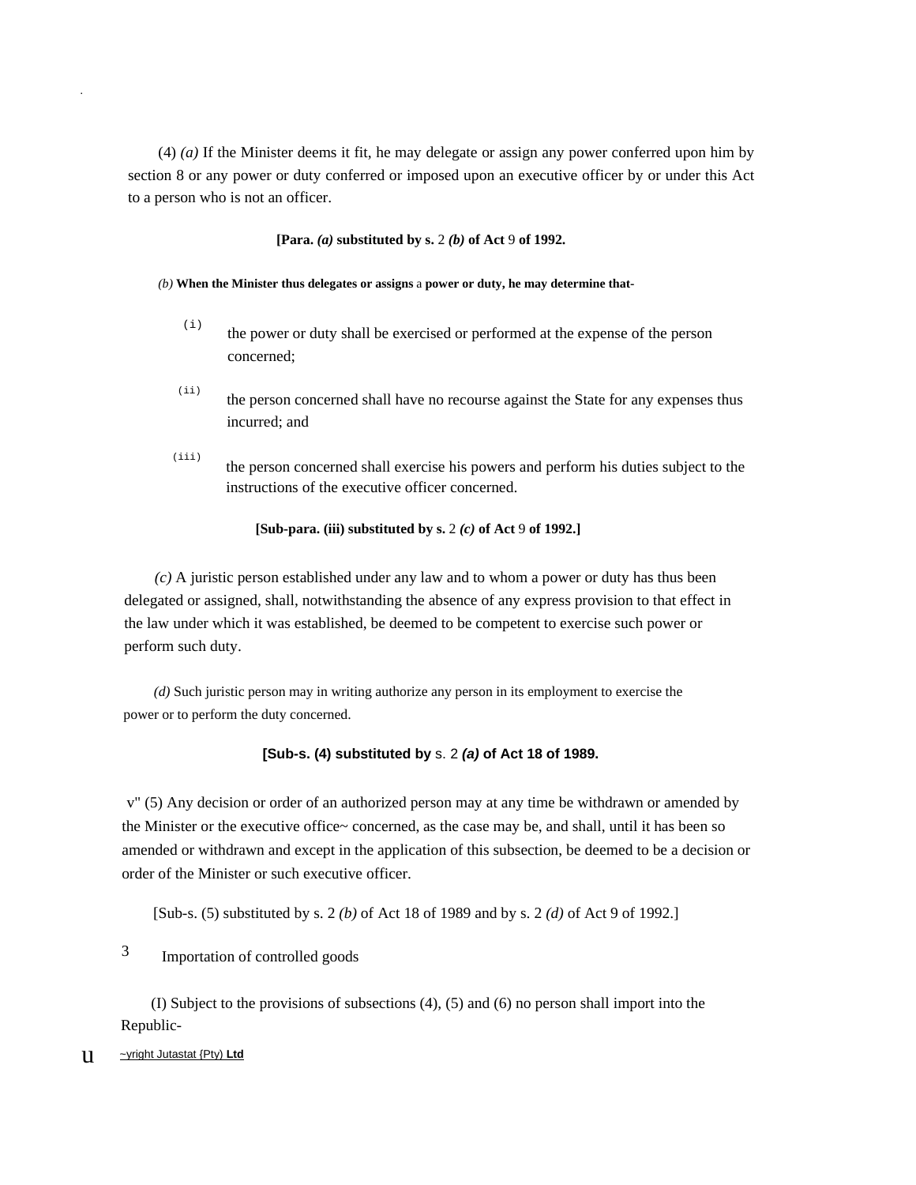(4) *(a)* If the Minister deems it fit, he may delegate or assign any power conferred upon him by section 8 or any power or duty conferred or imposed upon an executive officer by or under this Act to a person who is not an officer.

**[Para. *(a)* substituted by s.** 2 ***(b)* of Act** 9 **of 1992.**

*(b)* **When the Minister thus delegates or assigns** a **power or duty, he may determine that-**

(i) the power or duty shall be exercised or performed at the expense of the person concerned;

(ii) the person concerned shall have no recourse against the State for any expenses thus incurred; and

(iii) the person concerned shall exercise his powers and perform his duties subject to the instructions of the executive officer concerned.

**[Sub-para. (iii) substituted by s.** 2 ***(c)* of Act** 9 **of 1992.]**

*(c)* A juristic person established under any law and to whom a power or duty has thus been delegated or assigned, shall, notwithstanding the absence of any express provision to that effect in the law under which it was established, be deemed to be competent to exercise such power or perform such duty.

*(d)* Such juristic person may in writing authorize any person in its employment to exercise the power or to perform the duty concerned.

**[Sub-s. (4) substituted by** s. 2 ***(a)* of Act 18 of 1989.**

v" (5) Any decision or order of an authorized person may at any time be withdrawn or amended by the Minister or the executive office~ concerned, as the case may be, and shall, until it has been so amended or withdrawn and except in the application of this subsection, be deemed to be a decision or order of the Minister or such executive officer.

[Sub-s. (5) substituted by s. 2 *(b)* of Act 18 of 1989 and by s. 2 *(d)* of Act 9 of 1992.]

3 Importation of controlled goods

(I) Subject to the provisions of subsections (4), (5) and (6) no person shall import into the Republic-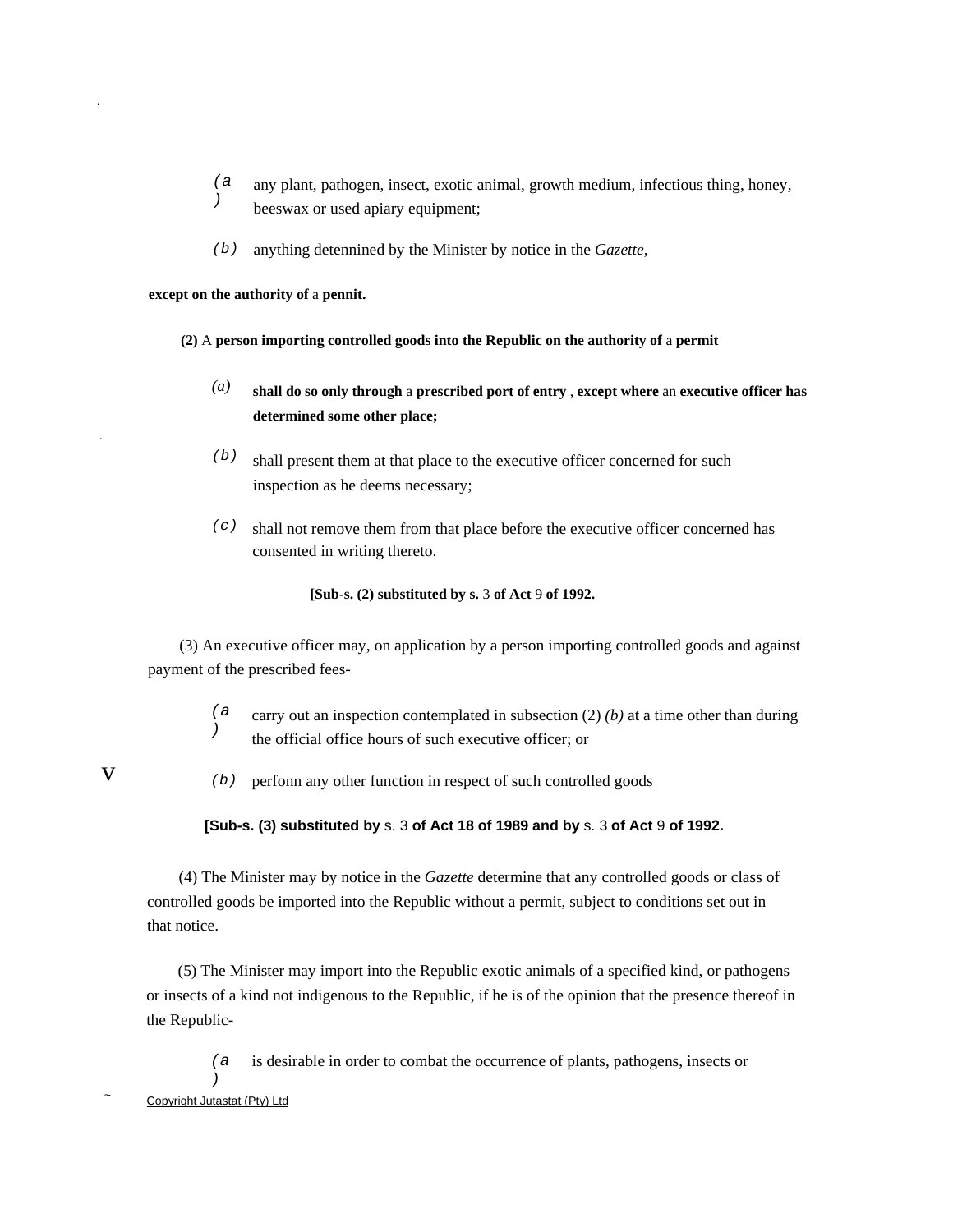*(a)* any plant, pathogen, insect, exotic animal, growth medium, infectious thing, honey, beeswax or used apiary equipment;

*(b)* anything detennined by the Minister by notice in the *Gazette*,

**except on the authority of** a **pennit.**

**(2)** A **person importing controlled goods into the Republic on the authority of** a **permit**

*(a)* **shall do so only through** a **prescribed port of entry** , **except where** an **executive officer has determined some other place;**

*(b)* shall present them at that place to the executive officer concerned for such inspection as he deems necessary;

*(c)* shall not remove them from that place before the executive officer concerned has consented in writing thereto.

**[Sub-s. (2) substituted by s.** 3 **of Act** 9 **of 1992.**

(3) An executive officer may, on application by a person importing controlled goods and against payment of the prescribed fees-

*(a)* carry out an inspection contemplated in subsection (2) *(b)* at a time other than during the official office hours of such executive officer; or

*(b)* perfonn any other function in respect of such controlled goods

**[Sub-s. (3) substituted by** s. 3 **of Act 18 of 1989 and by** s. 3 **of Act** 9 **of 1992.**

(4) The Minister may by notice in the *Gazette* determine that any controlled goods or class of controlled goods be imported into the Republic without a permit, subject to conditions set out in that notice.

(5) The Minister may import into the Republic exotic animals of a specified kind, or pathogens or insects of a kind not indigenous to the Republic, if he is of the opinion that the presence thereof in the Republic-

*(a)* is desirable in order to combat the occurrence of plants, pathogens, insects or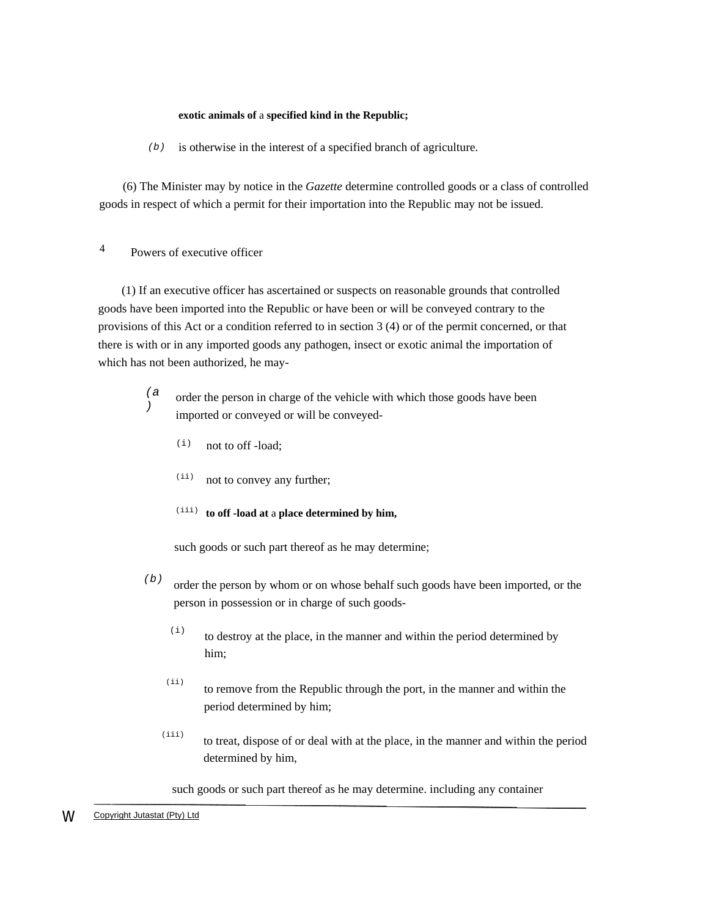**exotic animals of** a **specified kind in the Republic;**

*(b)* is otherwise in the interest of a specified branch of agriculture.

(6) The Minister may by notice in the *Gazette* determine controlled goods or a class of controlled goods in respect of which a permit for their importation into the Republic may not be issued.

## 4 Powers of executive officer

(1) If an executive officer has ascertained or suspects on reasonable grounds that controlled goods have been imported into the Republic or have been or will be conveyed contrary to the provisions of this Act or a condition referred to in section 3 (4) or of the permit concerned, or that there is with or in any imported goods any pathogen, insect or exotic animal the importation of which has not been authorized, he may-

*(a)* order the person in charge of the vehicle with which those goods have been imported or conveyed or will be conveyed-

(i) not to off -load;

(ii) not to convey any further;

(iii) **to off -load at** a **place determined by him,**

such goods or such part thereof as he may determine;

*(b)* order the person by whom or on whose behalf such goods have been imported, or the person in possession or in charge of such goods-

(i) to destroy at the place, in the manner and within the period determined by him;

(ii) to remove from the Republic through the port, in the manner and within the period determined by him;

(iii) to treat, dispose of or deal with at the place, in the manner and within the period determined by him,

such goods or such part thereof as he may determine. including any container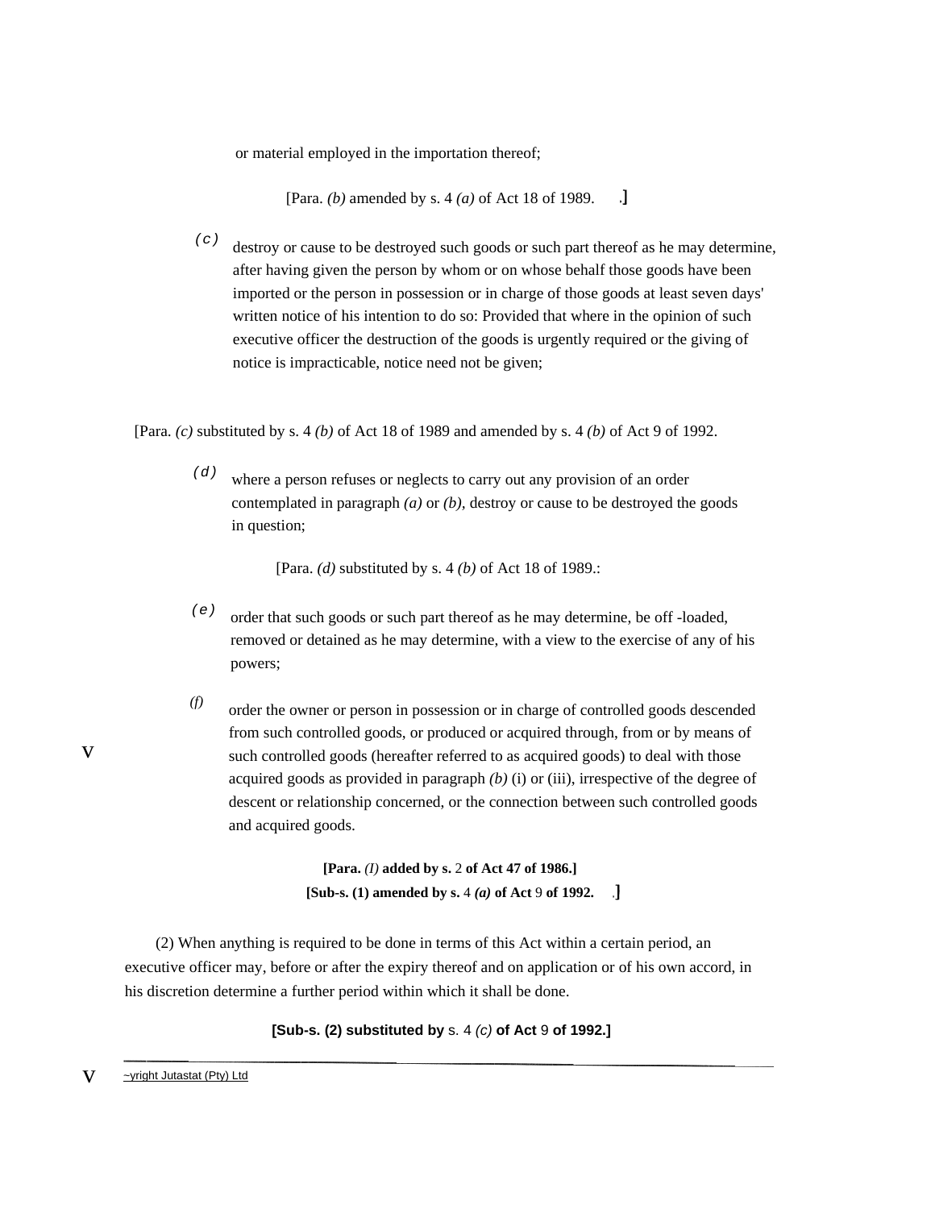or material employed in the importation thereof;

[Para. *(b)* amended by s. 4 *(a)* of Act 18 of 1989. .]

*(c)* destroy or cause to be destroyed such goods or such part thereof as he may determine, after having given the person by whom or on whose behalf those goods have been imported or the person in possession or in charge of those goods at least seven days' written notice of his intention to do so: Provided that where in the opinion of such executive officer the destruction of the goods is urgently required or the giving of notice is impracticable, notice need not be given;

[Para. *(c)* substituted by s. 4 *(b)* of Act 18 of 1989 and amended by s. 4 *(b)* of Act 9 of 1992.

*(d)* where a person refuses or neglects to carry out any provision of an order contemplated in paragraph *(a)* or *(b)*, destroy or cause to be destroyed the goods in question;

[Para. *(d)* substituted by s. 4 *(b)* of Act 18 of 1989.:

*(e)* order that such goods or such part thereof as he may determine, be off -loaded, removed or detained as he may determine, with a view to the exercise of any of his powers;

*(f)* order the owner or person in possession or in charge of controlled goods descended from such controlled goods, or produced or acquired through, from or by means of such controlled goods (hereafter referred to as acquired goods) to deal with those acquired goods as provided in paragraph *(b)* (i) or (iii), irrespective of the degree of descent or relationship concerned, or the connection between such controlled goods and acquired goods.

**[Para.** *(I)* **added by s.** 2 **of Act 47 of 1986.]**
**[Sub-s. (1) amended by s.** 4 ***(a)*** **of Act** 9 **of 1992.** .]

(2) When anything is required to be done in terms of this Act within a certain period, an executive officer may, before or after the expiry thereof and on application or of his own accord, in his discretion determine a further period within which it shall be done.

**[Sub-s. (2) substituted by** s. 4 *(c)* **of Act** 9 **of 1992.]**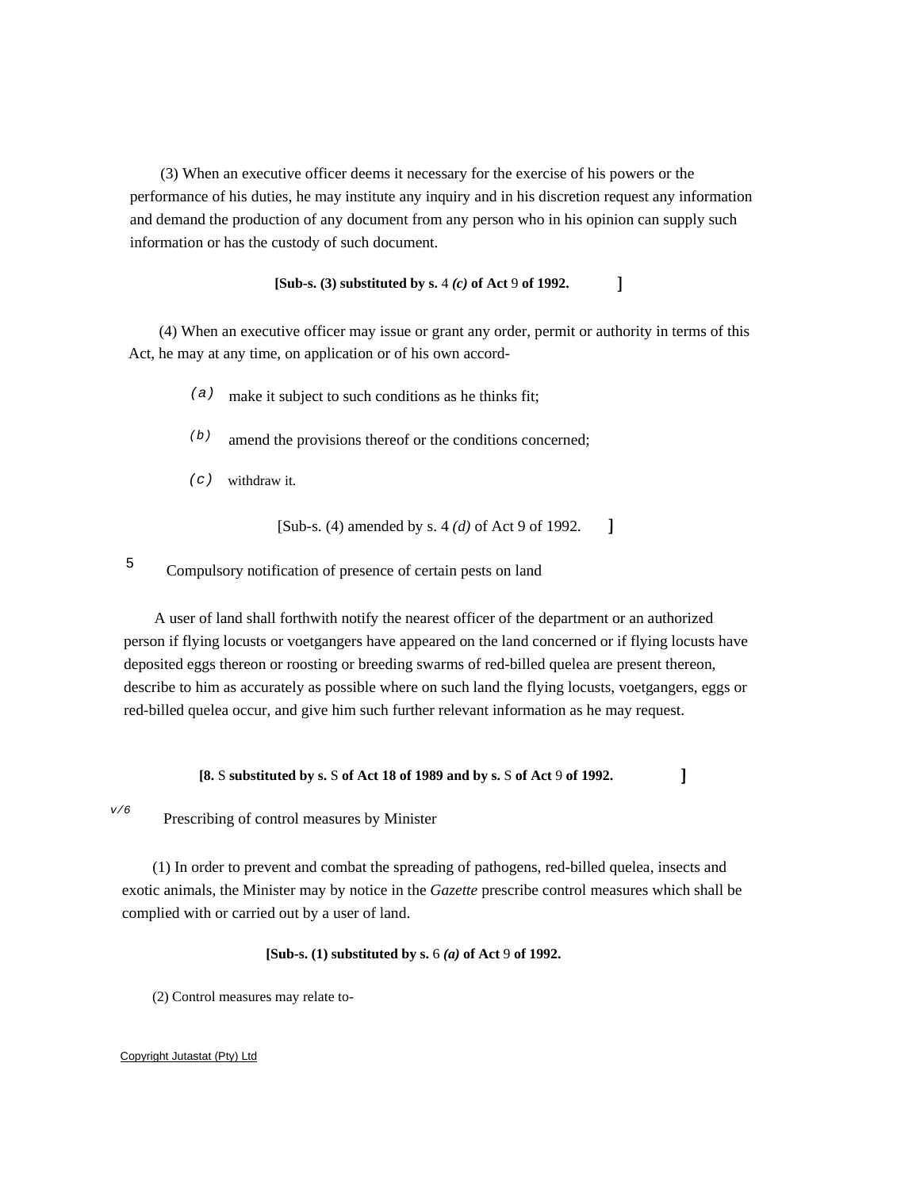(3) When an executive officer deems it necessary for the exercise of his powers or the performance of his duties, he may institute any inquiry and in his discretion request any information and demand the production of any document from any person who in his opinion can supply such information or has the custody of such document.

**[Sub-s. (3) substituted by s.** 4 ***(c)*** **of Act** 9 **of 1992.** **]**

(4) When an executive officer may issue or grant any order, permit or authority in terms of this Act, he may at any time, on application or of his own accord-

*(a)* make it subject to such conditions as he thinks fit;

*(b)* amend the provisions thereof or the conditions concerned;

*(c)* withdraw it.

[Sub-s. (4) amended by s. 4 *(d)* of Act 9 of 1992. ]

### 5 Compulsory notification of presence of certain pests on land

A user of land shall forthwith notify the nearest officer of the department or an authorized person if flying locusts or voetgangers have appeared on the land concerned or if flying locusts have deposited eggs thereon or roosting or breeding swarms of red-billed quelea are present thereon, describe to him as accurately as possible where on such land the flying locusts, voetgangers, eggs or red-billed quelea occur, and give him such further relevant information as he may request.

**[8.** S **substituted by s.** S **of Act 18 of 1989 and by s.** S **of Act** 9 **of 1992.** **]**

### v/6 Prescribing of control measures by Minister

(1) In order to prevent and combat the spreading of pathogens, red-billed quelea, insects and exotic animals, the Minister may by notice in the *Gazette* prescribe control measures which shall be complied with or carried out by a user of land.

**[Sub-s. (1) substituted by s.** 6 ***(a)*** **of Act** 9 **of 1992.**

(2) Control measures may relate to-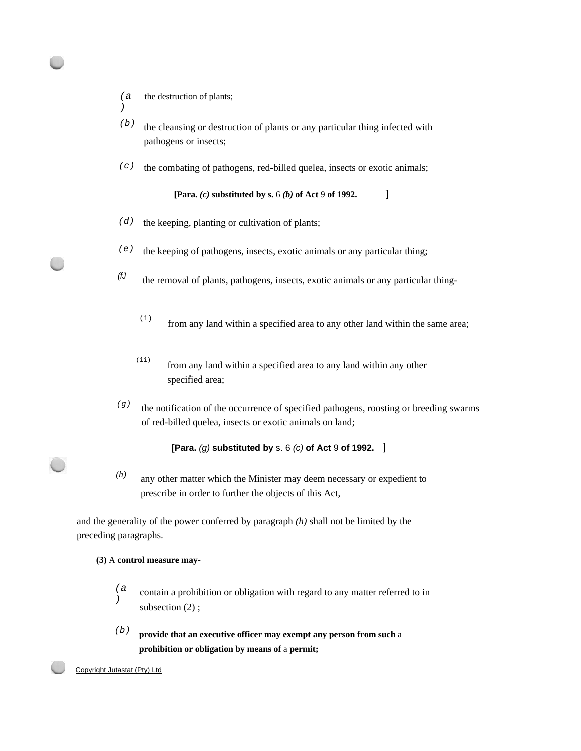*(a)* the destruction of plants;

*(b)* the cleansing or destruction of plants or any particular thing infected with pathogens or insects;

*(c)* the combating of pathogens, red-billed quelea, insects or exotic animals;

**[Para. *(c)* substituted by s.** 6 ***(b)* of Act** 9 **of 1992.** ]

*(d)* the keeping, planting or cultivation of plants;

*(e)* the keeping of pathogens, insects, exotic animals or any particular thing;

*(f)* the removal of plants, pathogens, insects, exotic animals or any particular thing-

(i) from any land within a specified area to any other land within the same area;

(ii) from any land within a specified area to any land within any other specified area;

*(g)* the notification of the occurrence of specified pathogens, roosting or breeding swarms of red-billed quelea, insects or exotic animals on land;

**[Para.** *(g)* **substituted by** s. 6 *(c)* **of Act** 9 **of 1992.** ]

*(h)* any other matter which the Minister may deem necessary or expedient to prescribe in order to further the objects of this Act,

and the generality of the power conferred by paragraph *(h)* shall not be limited by the preceding paragraphs.

**(3)** A **control measure may-**

*(a)* contain a prohibition or obligation with regard to any matter referred to in subsection (2) ;

*(b)* **provide that an executive officer may exempt any person from such** a **prohibition or obligation by means of** a **permit;**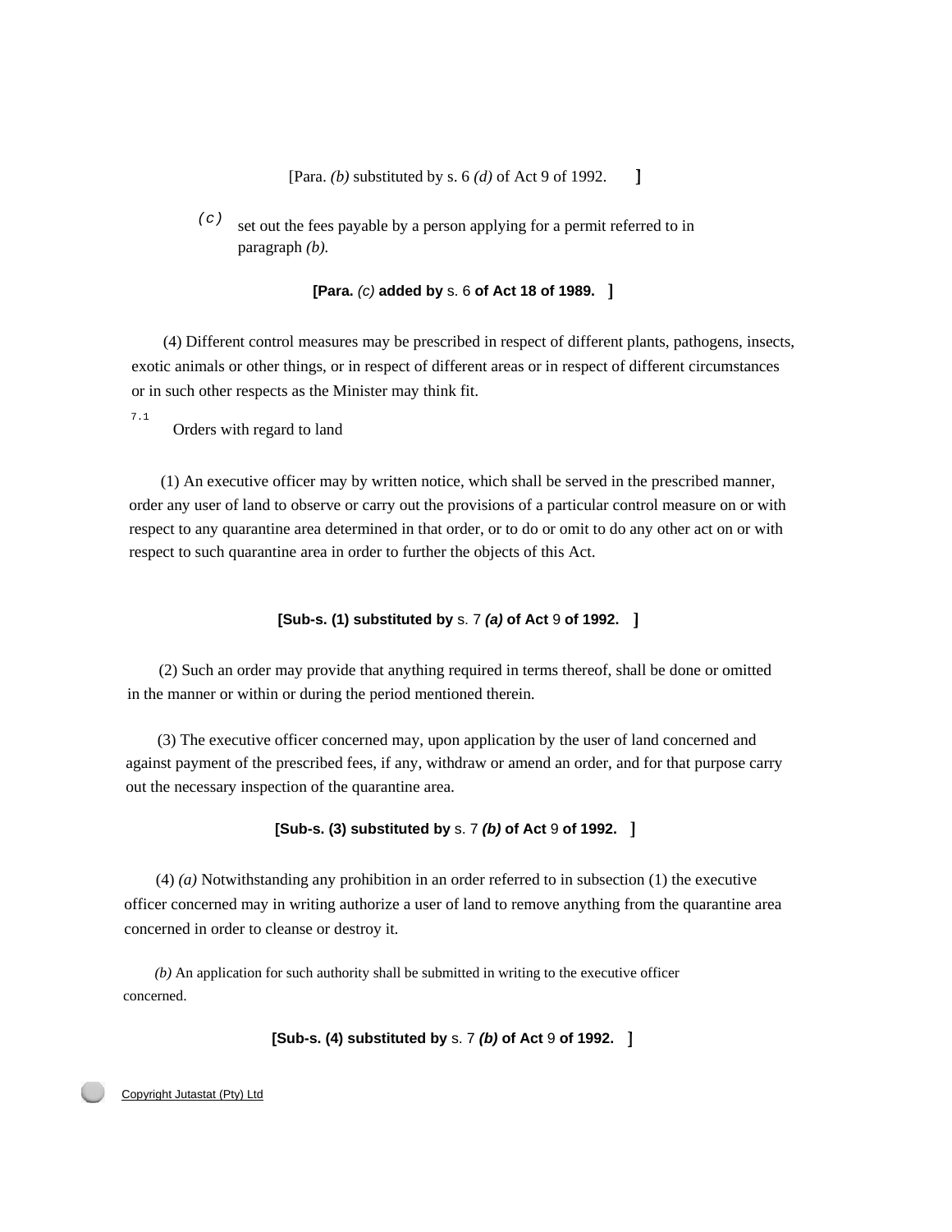[Para. *(b)* substituted by s. 6 *(d)* of Act 9 of 1992. ]

*(c)* set out the fees payable by a person applying for a permit referred to in paragraph *(b).*

**[Para.** *(c)* **added by** s. 6 **of Act 18 of 1989. ]**

(4) Different control measures may be prescribed in respect of different plants, pathogens, insects, exotic animals or other things, or in respect of different areas or in respect of different circumstances or in such other respects as the Minister may think fit.

7.1 Orders with regard to land

(1) An executive officer may by written notice, which shall be served in the prescribed manner, order any user of land to observe or carry out the provisions of a particular control measure on or with respect to any quarantine area determined in that order, or to do or omit to do any other act on or with respect to such quarantine area in order to further the objects of this Act.

**[Sub-s. (1) substituted by** s. 7 ***(a)*** **of Act** 9 **of 1992. ]**

(2) Such an order may provide that anything required in terms thereof, shall be done or omitted in the manner or within or during the period mentioned therein.

(3) The executive officer concerned may, upon application by the user of land concerned and against payment of the prescribed fees, if any, withdraw or amend an order, and for that purpose carry out the necessary inspection of the quarantine area.

**[Sub-s. (3) substituted by** s. 7 ***(b)*** **of Act** 9 **of 1992. ]**

(4) *(a)* Notwithstanding any prohibition in an order referred to in subsection (1) the executive officer concerned may in writing authorize a user of land to remove anything from the quarantine area concerned in order to cleanse or destroy it.

*(b)* An application for such authority shall be submitted in writing to the executive officer concerned.

**[Sub-s. (4) substituted by** s. 7 ***(b)*** **of Act** 9 **of 1992. ]**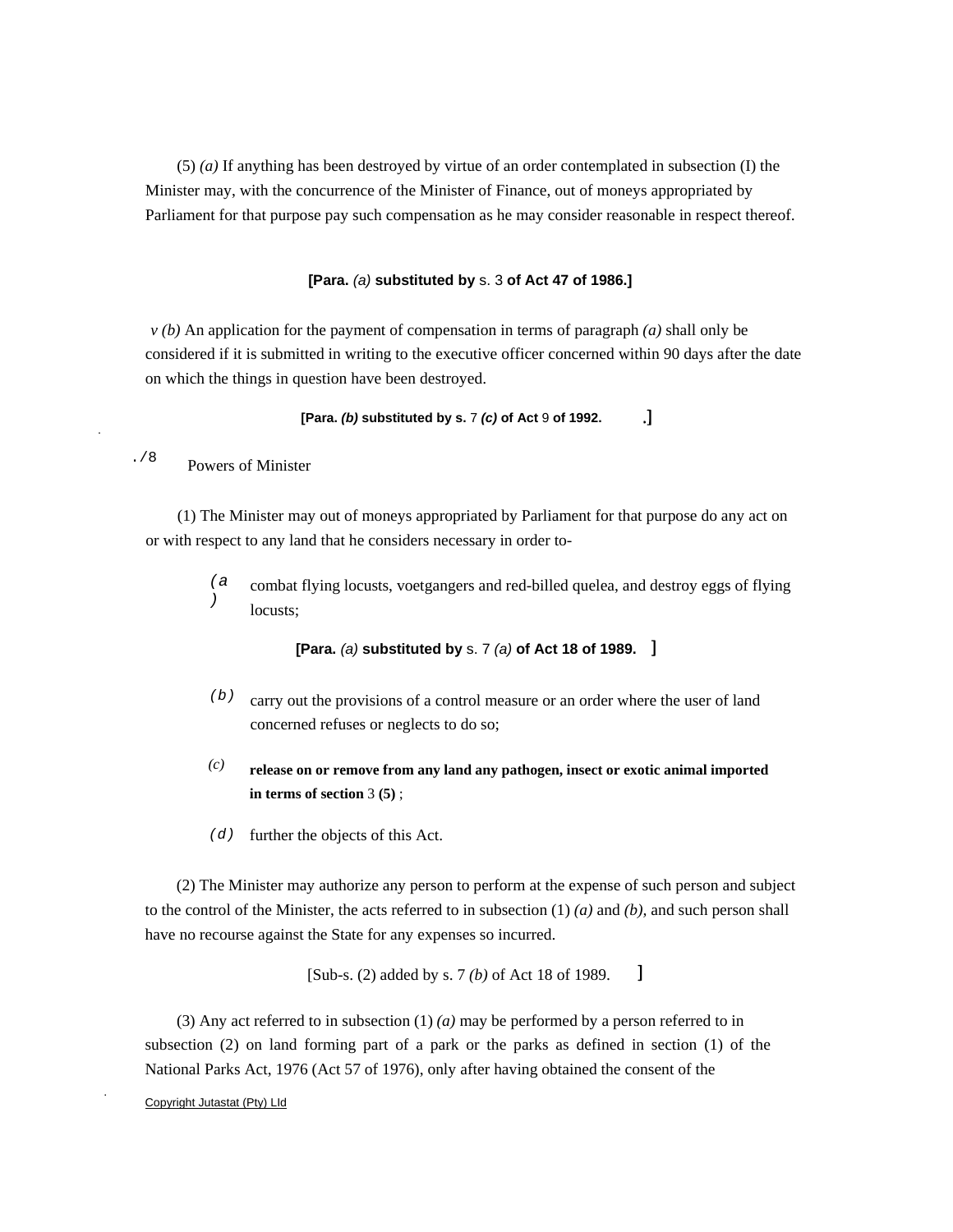(5) *(a)* If anything has been destroyed by virtue of an order contemplated in subsection (I) the Minister may, with the concurrence of the Minister of Finance, out of moneys appropriated by Parliament for that purpose pay such compensation as he may consider reasonable in respect thereof.

**[Para.** *(a)* **substituted by** s. 3 **of Act 47 of 1986.]**

v *(b)* An application for the payment of compensation in terms of paragraph *(a)* shall only be considered if it is submitted in writing to the executive officer concerned within 90 days after the date on which the things in question have been destroyed.

**[Para.** ***(b)*** **substituted by s.** 7 ***(c)*** **of Act** 9 **of 1992.** .]

./8 Powers of Minister

(1) The Minister may out of moneys appropriated by Parliament for that purpose do any act on or with respect to any land that he considers necessary in order to-

*(a)* combat flying locusts, voetgangers and red-billed quelea, and destroy eggs of flying locusts;

**[Para.** *(a)* **substituted by** s. 7 *(a)* **of Act 18 of 1989.** ]

*(b)* carry out the provisions of a control measure or an order where the user of land concerned refuses or neglects to do so;

*(c)* **release on or remove from any land any pathogen, insect or exotic animal imported in terms of section** 3 **(5)** ;

*(d)* further the objects of this Act.

(2) The Minister may authorize any person to perform at the expense of such person and subject to the control of the Minister, the acts referred to in subsection (1) *(a)* and *(b)*, and such person shall have no recourse against the State for any expenses so incurred.

[Sub-s. (2) added by s. 7 *(b)* of Act 18 of 1989. ]

(3) Any act referred to in subsection (1) *(a)* may be performed by a person referred to in subsection (2) on land forming part of a park or the parks as defined in section (1) of the National Parks Act, 1976 (Act 57 of 1976), only after having obtained the consent of the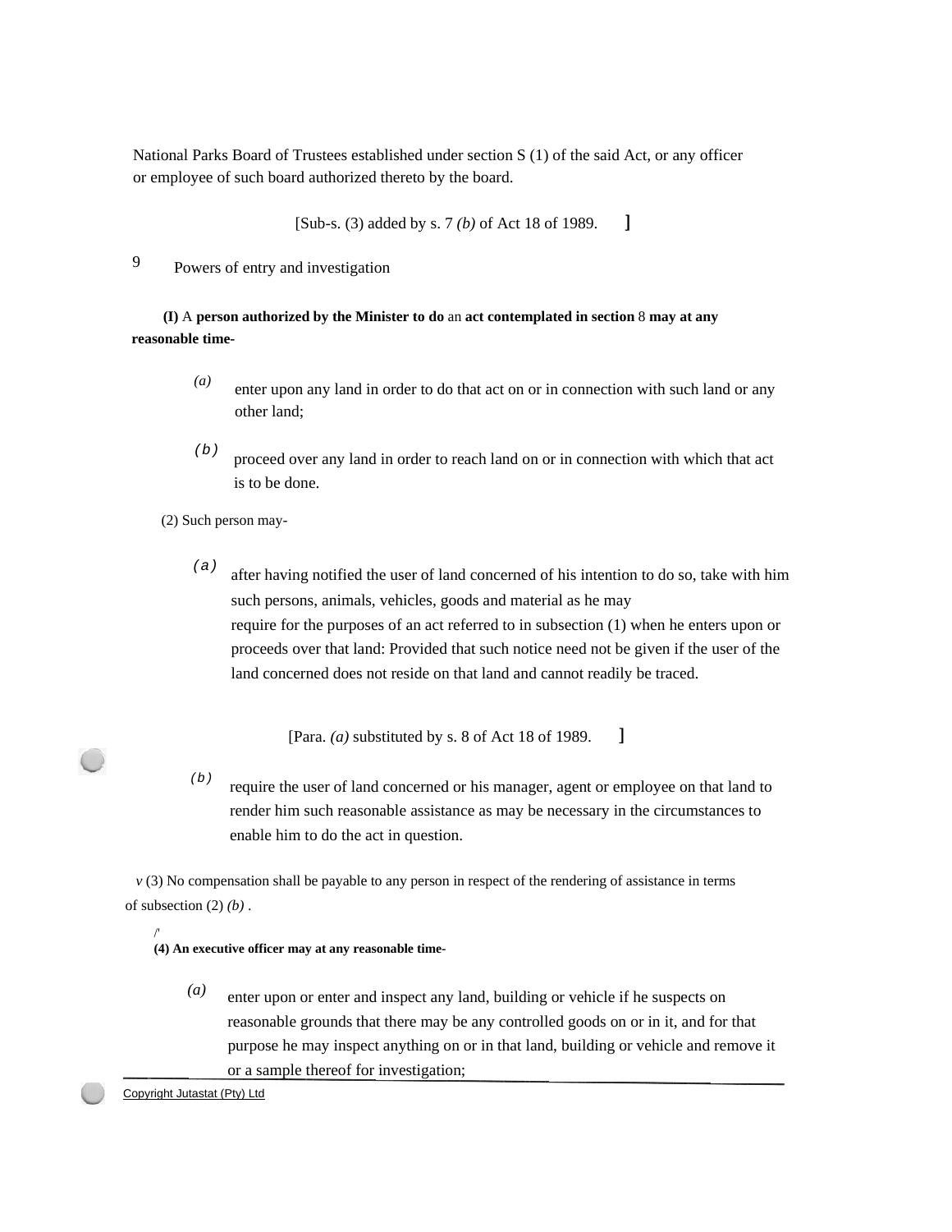National Parks Board of Trustees established under section S (1) of the said Act, or any officer or employee of such board authorized thereto by the board.

[Sub-s. (3) added by s. 7 *(b)* of Act 18 of 1989. ]

## 9 Powers of entry and investigation

**(I)** A **person authorized by the Minister to do** an **act contemplated in section** 8 **may at any reasonable time-**

*(a)* enter upon any land in order to do that act on or in connection with such land or any other land;

*(b)* proceed over any land in order to reach land on or in connection with which that act is to be done.

(2) Such person may-

*(a)* after having notified the user of land concerned of his intention to do so, take with him such persons, animals, vehicles, goods and material as he may require for the purposes of an act referred to in subsection (1) when he enters upon or proceeds over that land: Provided that such notice need not be given if the user of the land concerned does not reside on that land and cannot readily be traced.

[Para. *(a)* substituted by s. 8 of Act 18 of 1989. ]

*(b)* require the user of land concerned or his manager, agent or employee on that land to render him such reasonable assistance as may be necessary in the circumstances to enable him to do the act in question.

v (3) No compensation shall be payable to any person in respect of the rendering of assistance in terms of subsection (2) *(b)* .

**(4) An executive officer may at any reasonable time-**

*(a)* enter upon or enter and inspect any land, building or vehicle if he suspects on reasonable grounds that there may be any controlled goods on or in it, and for that purpose he may inspect anything on or in that land, building or vehicle and remove it or a sample thereof for investigation;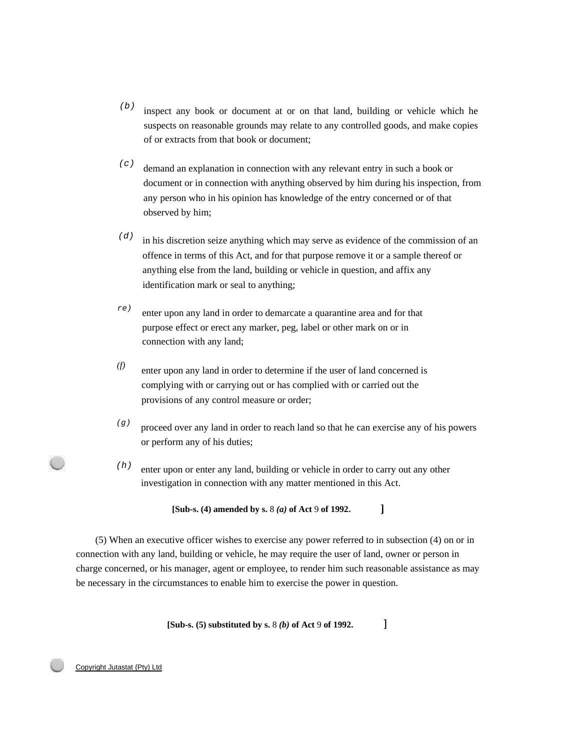*(b)* inspect any book or document at or on that land, building or vehicle which he suspects on reasonable grounds may relate to any controlled goods, and make copies of or extracts from that book or document;

*(c)* demand an explanation in connection with any relevant entry in such a book or document or in connection with anything observed by him during his inspection, from any person who in his opinion has knowledge of the entry concerned or of that observed by him;

*(d)* in his discretion seize anything which may serve as evidence of the commission of an offence in terms of this Act, and for that purpose remove it or a sample thereof or anything else from the land, building or vehicle in question, and affix any identification mark or seal to anything;

re) enter upon any land in order to demarcate a quarantine area and for that purpose effect or erect any marker, peg, label or other mark on or in connection with any land;

*(f)* enter upon any land in order to determine if the user of land concerned is complying with or carrying out or has complied with or carried out the provisions of any control measure or order;

*(g)* proceed over any land in order to reach land so that he can exercise any of his powers or perform any of his duties;

*(h)* enter upon or enter any land, building or vehicle in order to carry out any other investigation in connection with any matter mentioned in this Act.

**[Sub-s. (4) amended by s.** 8 ***(a)*** **of Act** 9 **of 1992.** **]**

(5) When an executive officer wishes to exercise any power referred to in subsection (4) on or in connection with any land, building or vehicle, he may require the user of land, owner or person in charge concerned, or his manager, agent or employee, to render him such reasonable assistance as may be necessary in the circumstances to enable him to exercise the power in question.

**[Sub-s. (5) substituted by s.** 8 ***(b)*** **of Act** 9 **of 1992.** **]**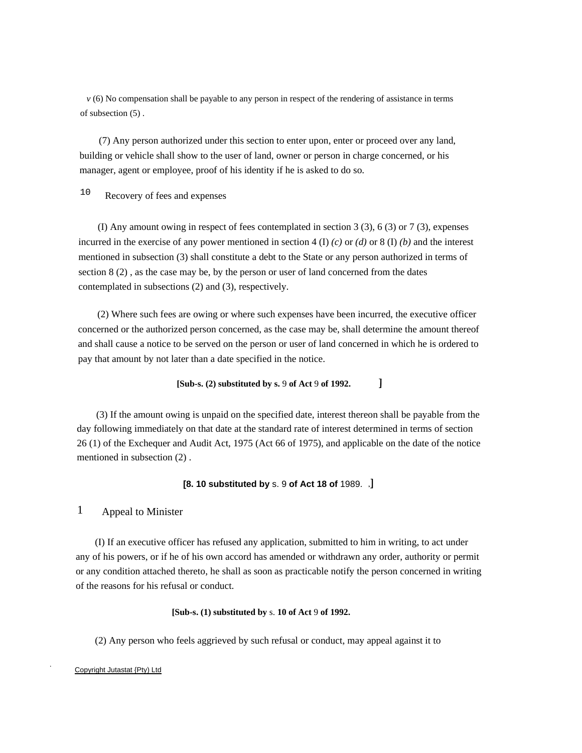v (6) No compensation shall be payable to any person in respect of the rendering of assistance in terms of subsection (5) .

(7) Any person authorized under this section to enter upon, enter or proceed over any land, building or vehicle shall show to the user of land, owner or person in charge concerned, or his manager, agent or employee, proof of his identity if he is asked to do so.

## 10 Recovery of fees and expenses

(I) Any amount owing in respect of fees contemplated in section 3 (3), 6 (3) or 7 (3), expenses incurred in the exercise of any power mentioned in section 4 (I) *(c)* or *(d)* or 8 (I) *(b)* and the interest mentioned in subsection (3) shall constitute a debt to the State or any person authorized in terms of section 8 (2) , as the case may be, by the person or user of land concerned from the dates contemplated in subsections (2) and (3), respectively.

(2) Where such fees are owing or where such expenses have been incurred, the executive officer concerned or the authorized person concerned, as the case may be, shall determine the amount thereof and shall cause a notice to be served on the person or user of land concerned in which he is ordered to pay that amount by not later than a date specified in the notice.

**[Sub-s. (2) substituted by s.** 9 **of Act** 9 **of 1992.** ]

(3) If the amount owing is unpaid on the specified date, interest thereon shall be payable from the day following immediately on that date at the standard rate of interest determined in terms of section 26 (1) of the Exchequer and Audit Act, 1975 (Act 66 of 1975), and applicable on the date of the notice mentioned in subsection (2) .

**[8. 10 substituted by** s. 9 **of Act 18 of** 1989. ,]

## 1 Appeal to Minister

(I) If an executive officer has refused any application, submitted to him in writing, to act under any of his powers, or if he of his own accord has amended or withdrawn any order, authority or permit or any condition attached thereto, he shall as soon as practicable notify the person concerned in writing of the reasons for his refusal or conduct.

**[Sub-s. (1) substituted by** s. **10 of Act** 9 **of 1992.**

(2) Any person who feels aggrieved by such refusal or conduct, may appeal against it to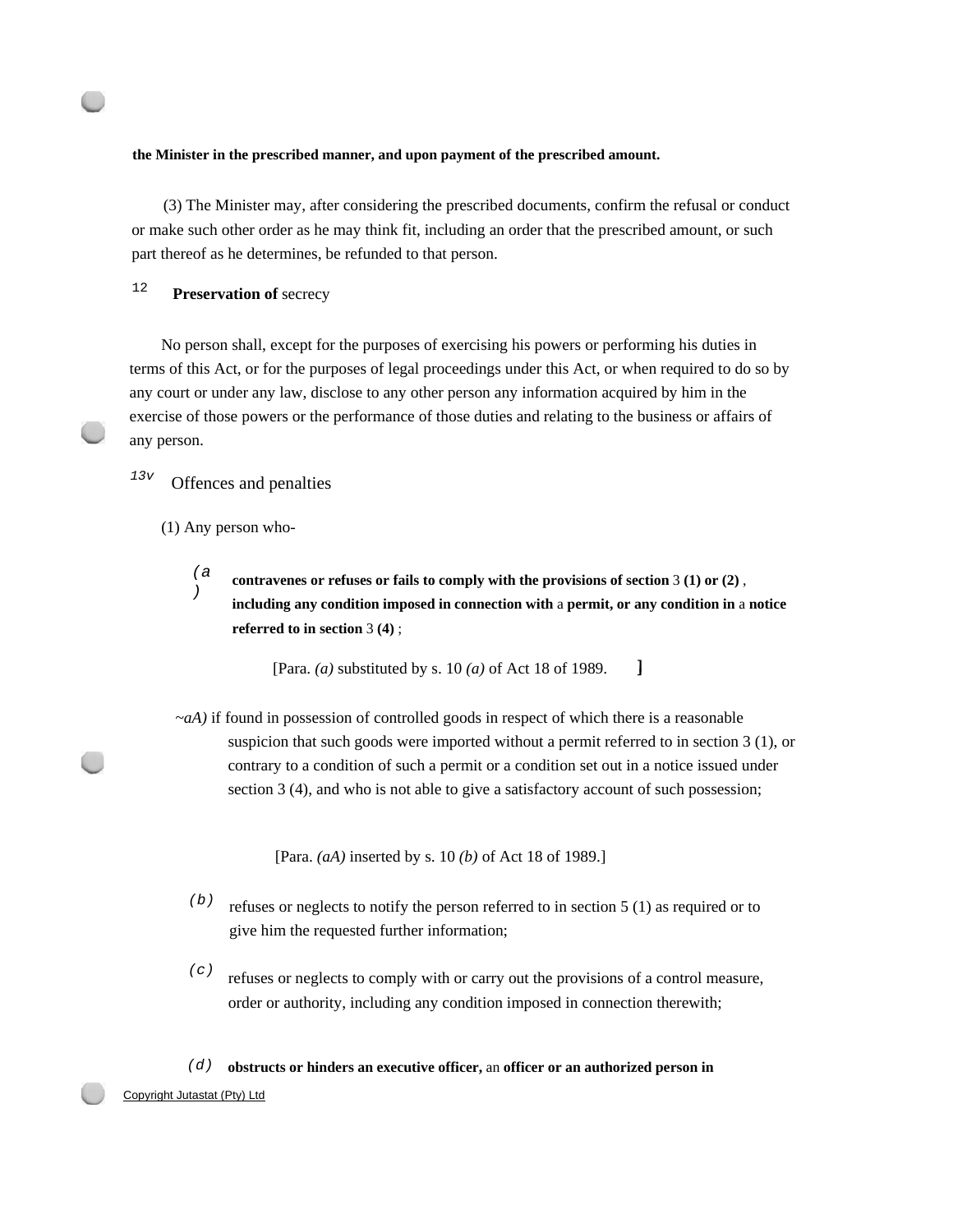**the Minister in the prescribed manner, and upon payment of the prescribed amount.**

(3) The Minister may, after considering the prescribed documents, confirm the refusal or conduct or make such other order as he may think fit, including an order that the prescribed amount, or such part thereof as he determines, be refunded to that person.

### 12 **Preservation of** secrecy

No person shall, except for the purposes of exercising his powers or performing his duties in terms of this Act, or for the purposes of legal proceedings under this Act, or when required to do so by any court or under any law, disclose to any other person any information acquired by him in the exercise of those powers or the performance of those duties and relating to the business or affairs of any person.

### 13v Offences and penalties

(1) Any person who-

*(a)* **contravenes or refuses or fails to comply with the provisions of section** 3 **(1) or (2)** , **including any condition imposed in connection with** a **permit, or any condition in** a **notice referred to in section** 3 **(4)** ;

[Para. *(a)* substituted by s. 10 *(a)* of Act 18 of 1989. ]

*~aA)* if found in possession of controlled goods in respect of which there is a reasonable suspicion that such goods were imported without a permit referred to in section 3 (1), or contrary to a condition of such a permit or a condition set out in a notice issued under section 3 (4), and who is not able to give a satisfactory account of such possession;

[Para. *(aA)* inserted by s. 10 *(b)* of Act 18 of 1989.]

*(b)* refuses or neglects to notify the person referred to in section 5 (1) as required or to give him the requested further information;

*(c)* refuses or neglects to comply with or carry out the provisions of a control measure, order or authority, including any condition imposed in connection therewith;

*(d)* **obstructs or hinders an executive officer,** an **officer or an authorized person in**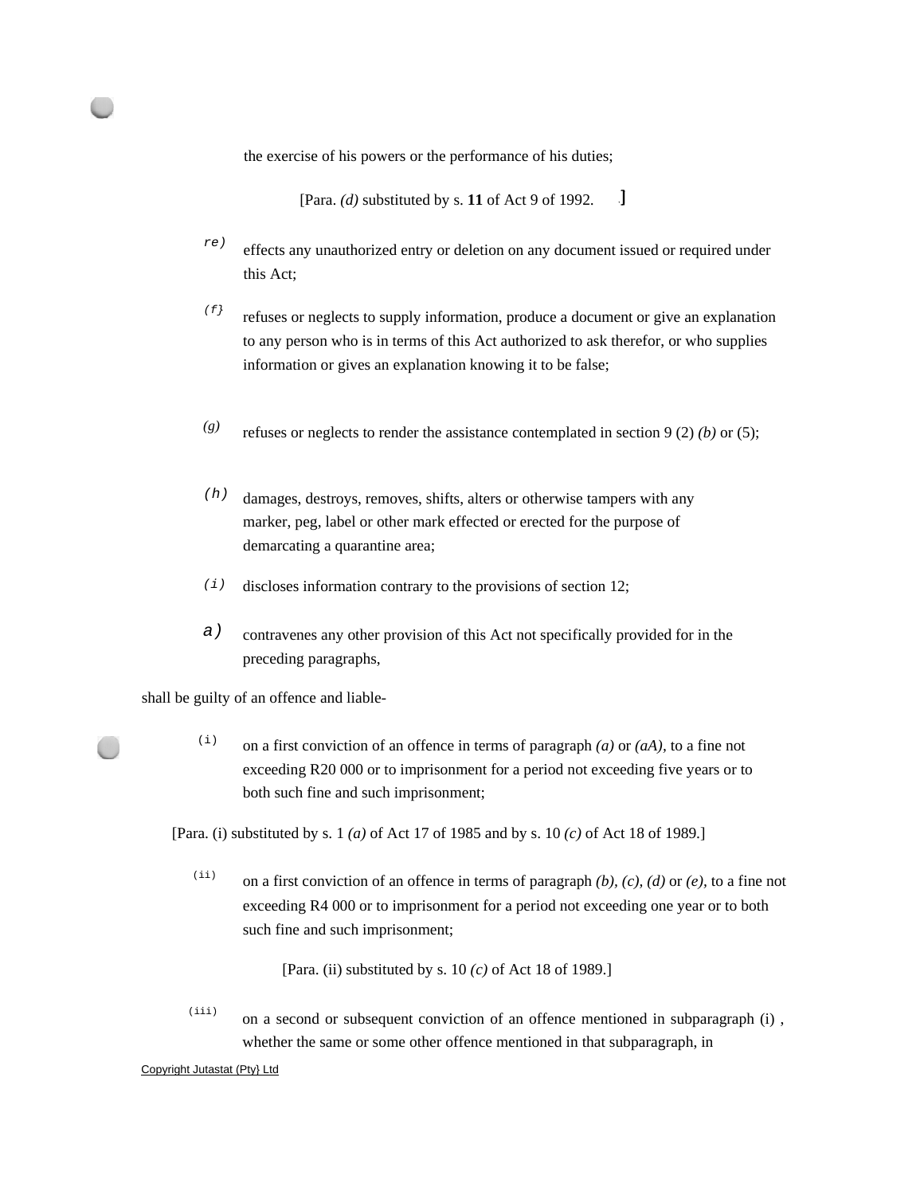the exercise of his powers or the performance of his duties;

[Para. *(d)* substituted by s. **11** of Act 9 of 1992. ]

*re)* effects any unauthorized entry or deletion on any document issued or required under this Act;

*(f}* refuses or neglects to supply information, produce a document or give an explanation to any person who is in terms of this Act authorized to ask therefor, or who supplies information or gives an explanation knowing it to be false;

*(g)* refuses or neglects to render the assistance contemplated in section 9 (2) *(b)* or (5);

*(h)* damages, destroys, removes, shifts, alters or otherwise tampers with any marker, peg, label or other mark effected or erected for the purpose of demarcating a quarantine area;

*(i)* discloses information contrary to the provisions of section 12;

*a)* contravenes any other provision of this Act not specifically provided for in the preceding paragraphs,

shall be guilty of an offence and liable-

(i) on a first conviction of an offence in terms of paragraph *(a)* or *(aA)*, to a fine not exceeding R20 000 or to imprisonment for a period not exceeding five years or to both such fine and such imprisonment;

[Para. (i) substituted by s. 1 *(a)* of Act 17 of 1985 and by s. 10 *(c)* of Act 18 of 1989.]

(ii) on a first conviction of an offence in terms of paragraph *(b)*, *(c)*, *(d)* or *(e)*, to a fine not exceeding R4 000 or to imprisonment for a period not exceeding one year or to both such fine and such imprisonment;

[Para. (ii) substituted by s. 10 *(c)* of Act 18 of 1989.]

(iii) on a second or subsequent conviction of an offence mentioned in subparagraph (i) , whether the same or some other offence mentioned in that subparagraph, in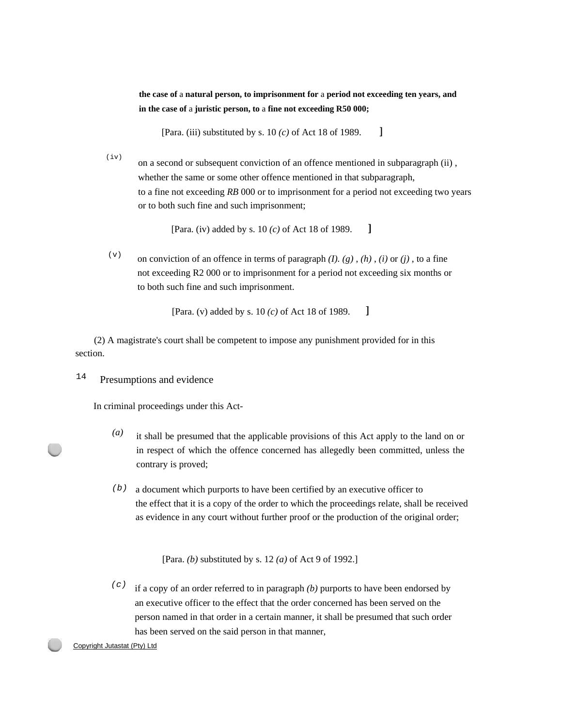**the case of** a **natural person, to imprisonment for** a **period not exceeding ten years, and in the case of** a **juristic person, to** a **fine not exceeding R50 000;**

[Para. (iii) substituted by s. 10 *(c)* of Act 18 of 1989. ]

(iv) on a second or subsequent conviction of an offence mentioned in subparagraph (ii) , whether the same or some other offence mentioned in that subparagraph, to a fine not exceeding *RB* 000 or to imprisonment for a period not exceeding two years or to both such fine and such imprisonment;

[Para. (iv) added by s. 10 *(c)* of Act 18 of 1989. ]

(v) on conviction of an offence in terms of paragraph *(I). (g)* , *(h)* , *(i)* or *(j)* , to a fine not exceeding R2 000 or to imprisonment for a period not exceeding six months or to both such fine and such imprisonment.

[Para. (v) added by s. 10 *(c)* of Act 18 of 1989. ]

(2) A magistrate's court shall be competent to impose any punishment provided for in this section.

## 14 Presumptions and evidence

In criminal proceedings under this Act-

*(a)* it shall be presumed that the applicable provisions of this Act apply to the land on or in respect of which the offence concerned has allegedly been committed, unless the contrary is proved;

*(b)* a document which purports to have been certified by an executive officer to the effect that it is a copy of the order to which the proceedings relate, shall be received as evidence in any court without further proof or the production of the original order;

[Para. *(b)* substituted by s. 12 *(a)* of Act 9 of 1992.]

*(c)* if a copy of an order referred to in paragraph *(b)* purports to have been endorsed by an executive officer to the effect that the order concerned has been served on the person named in that order in a certain manner, it shall be presumed that such order has been served on the said person in that manner,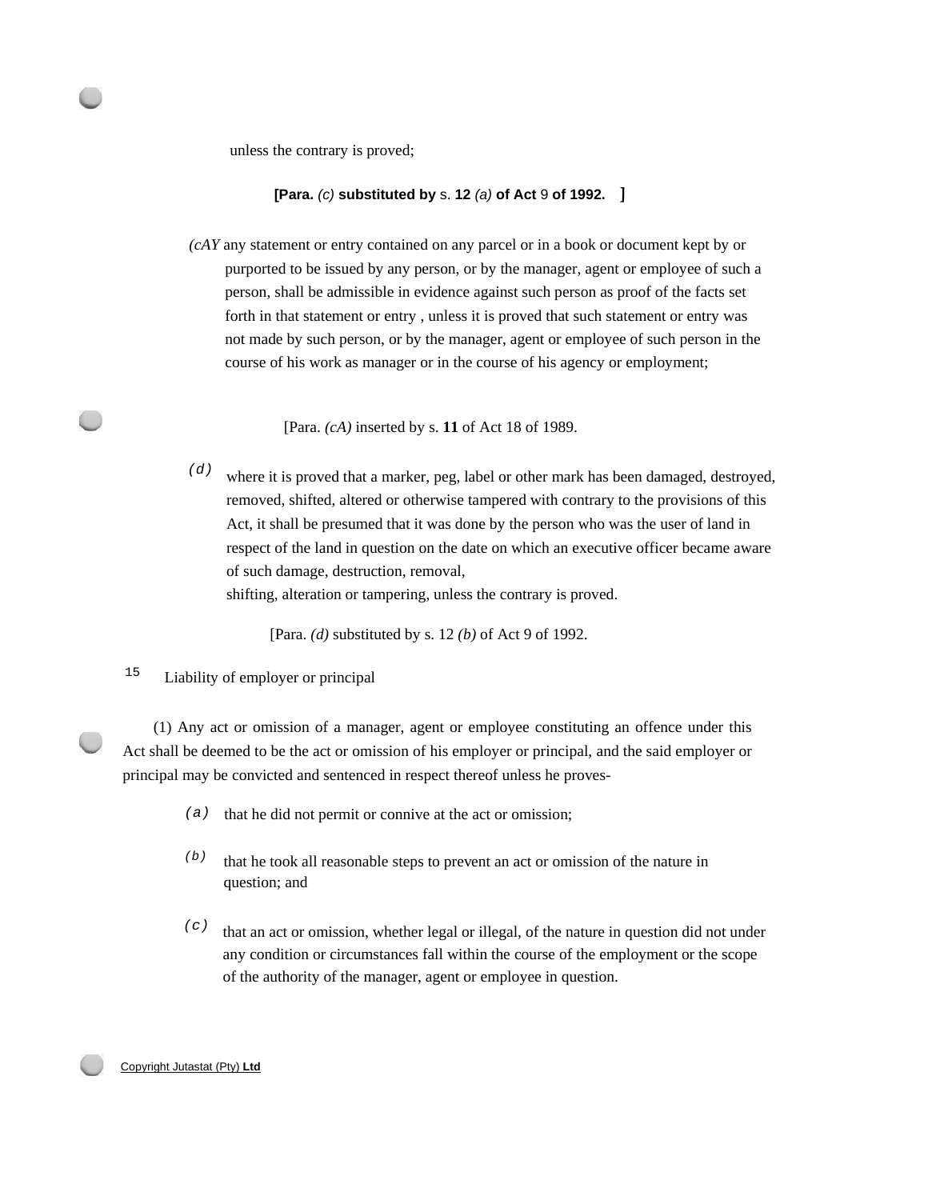unless the contrary is proved;

**[Para.** *(c)* **substituted by** s. **12** *(a)* **of Act** 9 **of 1992.]**

*(cAY* any statement or entry contained on any parcel or in a book or document kept by or purported to be issued by any person, or by the manager, agent or employee of such a person, shall be admissible in evidence against such person as proof of the facts set forth in that statement or entry , unless it is proved that such statement or entry was not made by such person, or by the manager, agent or employee of such person in the course of his work as manager or in the course of his agency or employment;

[Para. *(cA)* inserted by s. **11** of Act 18 of 1989.

*(d)* where it is proved that a marker, peg, label or other mark has been damaged, destroyed, removed, shifted, altered or otherwise tampered with contrary to the provisions of this Act, it shall be presumed that it was done by the person who was the user of land in respect of the land in question on the date on which an executive officer became aware of such damage, destruction, removal, shifting, alteration or tampering, unless the contrary is proved.

[Para. *(d)* substituted by s. 12 *(b)* of Act 9 of 1992.

## 15 Liability of employer or principal

(1) Any act or omission of a manager, agent or employee constituting an offence under this Act shall be deemed to be the act or omission of his employer or principal, and the said employer or principal may be convicted and sentenced in respect thereof unless he proves-

*(a)* that he did not permit or connive at the act or omission;

*(b)* that he took all reasonable steps to prevent an act or omission of the nature in question; and

*(c)* that an act or omission, whether legal or illegal, of the nature in question did not under any condition or circumstances fall within the course of the employment or the scope of the authority of the manager, agent or employee in question.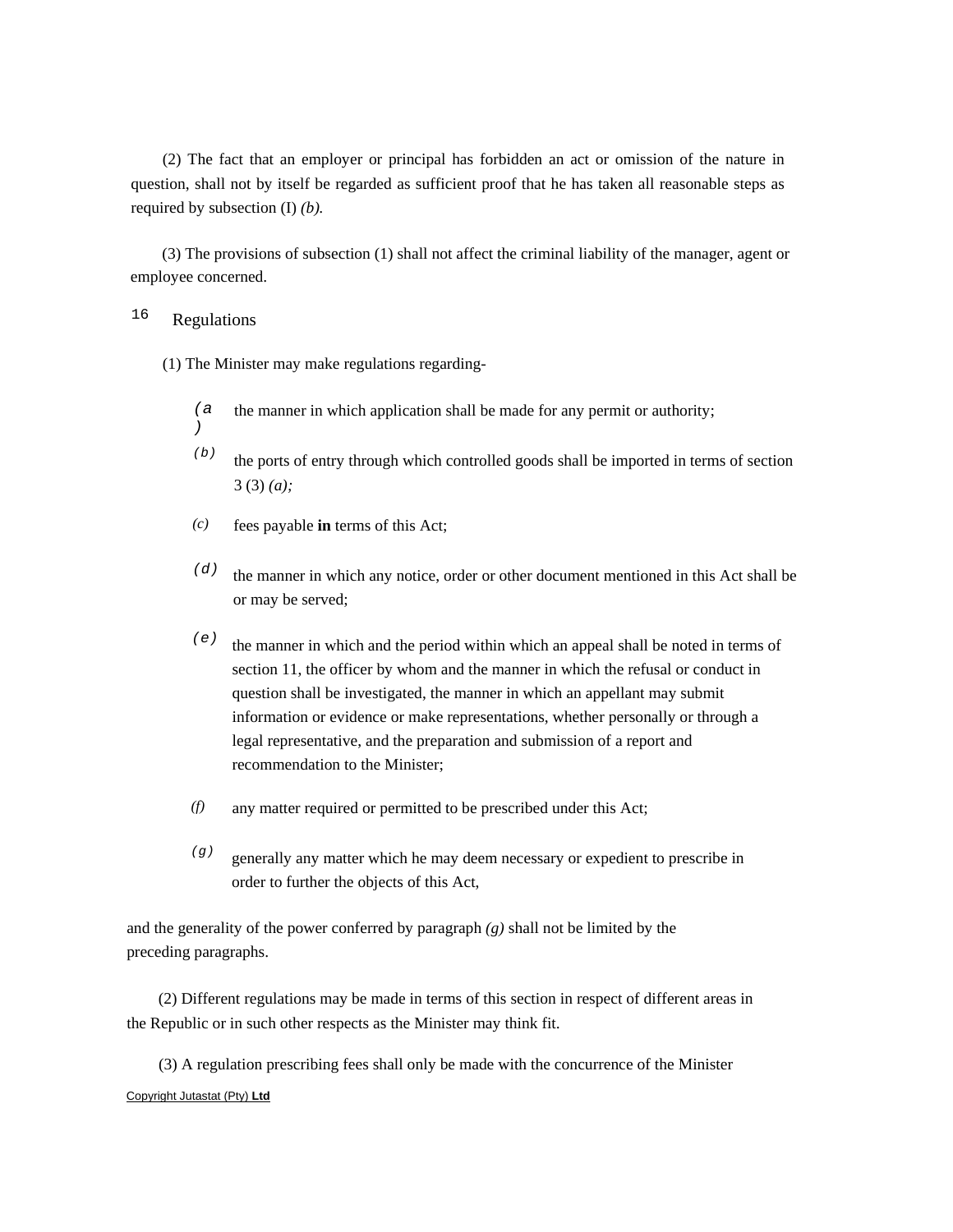(2) The fact that an employer or principal has forbidden an act or omission of the nature in question, shall not by itself be regarded as sufficient proof that he has taken all reasonable steps as required by subsection (I) *(b).*

(3) The provisions of subsection (1) shall not affect the criminal liability of the manager, agent or employee concerned.

## 16 Regulations

(1) The Minister may make regulations regarding-

*(a)* the manner in which application shall be made for any permit or authority;

*(b)* the ports of entry through which controlled goods shall be imported in terms of section 3 (3) *(a);*

*(c)* fees payable **in** terms of this Act;

*(d)* the manner in which any notice, order or other document mentioned in this Act shall be or may be served;

*(e)* the manner in which and the period within which an appeal shall be noted in terms of section 11, the officer by whom and the manner in which the refusal or conduct in question shall be investigated, the manner in which an appellant may submit information or evidence or make representations, whether personally or through a legal representative, and the preparation and submission of a report and recommendation to the Minister;

*(f)* any matter required or permitted to be prescribed under this Act;

*(g)* generally any matter which he may deem necessary or expedient to prescribe in order to further the objects of this Act,

and the generality of the power conferred by paragraph *(g)* shall not be limited by the preceding paragraphs.

(2) Different regulations may be made in terms of this section in respect of different areas in the Republic or in such other respects as the Minister may think fit.

(3) A regulation prescribing fees shall only be made with the concurrence of the Minister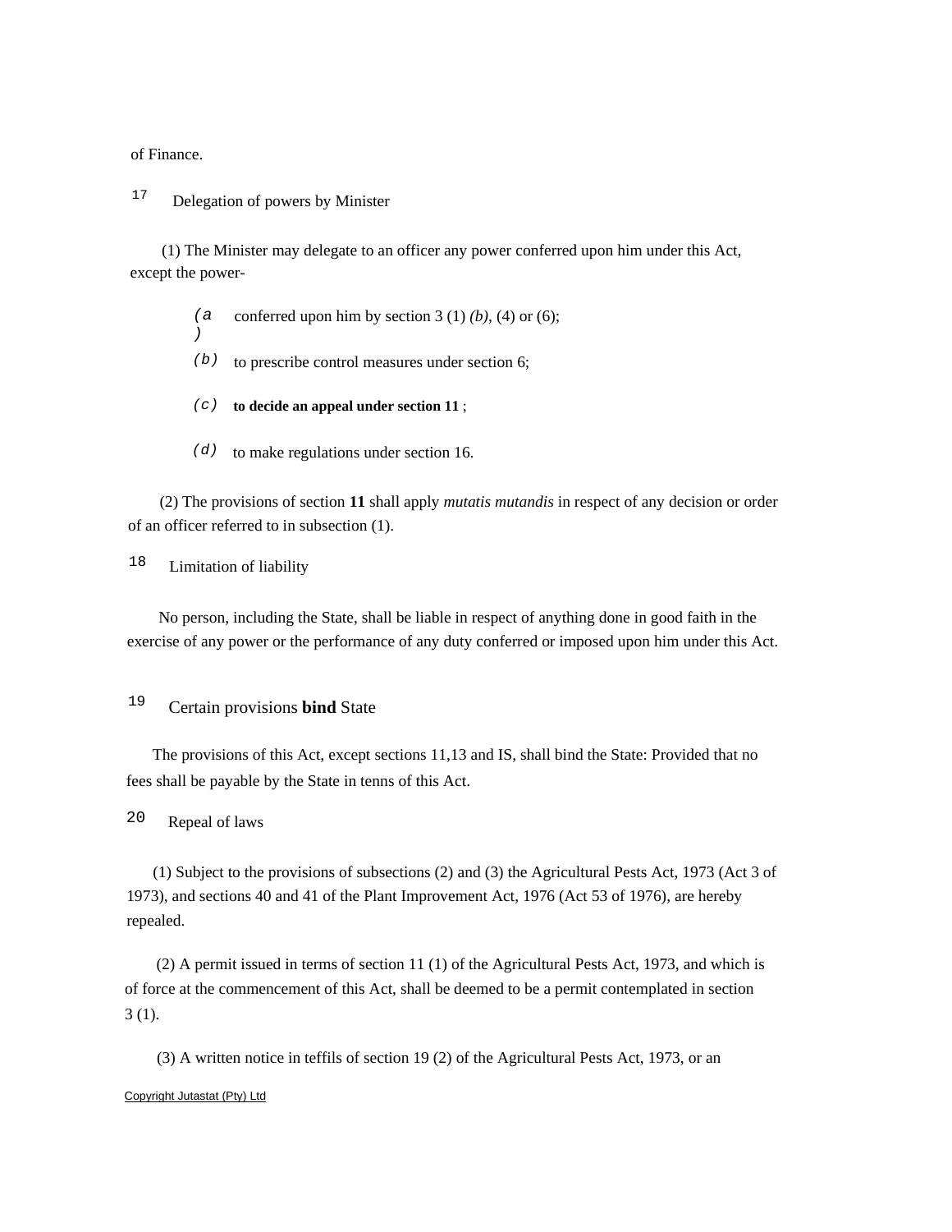of Finance.

## 17 Delegation of powers by Minister

(1) The Minister may delegate to an officer any power conferred upon him under this Act, except the power-

*(a)* conferred upon him by section 3 (1) *(b)*, (4) or (6);

*(b)* to prescribe control measures under section 6;

*(c)* **to decide an appeal under section 11** ;

*(d)* to make regulations under section 16.

(2) The provisions of section **11** shall apply *mutatis mutandis* in respect of any decision or order of an officer referred to in subsection (1).

## 18 Limitation of liability

No person, including the State, shall be liable in respect of anything done in good faith in the exercise of any power or the performance of any duty conferred or imposed upon him under this Act.

## 19 Certain provisions **bind** State

The provisions of this Act, except sections 11,13 and IS, shall bind the State: Provided that no fees shall be payable by the State in tenns of this Act.

## 20 Repeal of laws

(1) Subject to the provisions of subsections (2) and (3) the Agricultural Pests Act, 1973 (Act 3 of 1973), and sections 40 and 41 of the Plant Improvement Act, 1976 (Act 53 of 1976), are hereby repealed.

(2) A permit issued in terms of section 11 (1) of the Agricultural Pests Act, 1973, and which is of force at the commencement of this Act, shall be deemed to be a permit contemplated in section 3 (1).

(3) A written notice in teffils of section 19 (2) of the Agricultural Pests Act, 1973, or an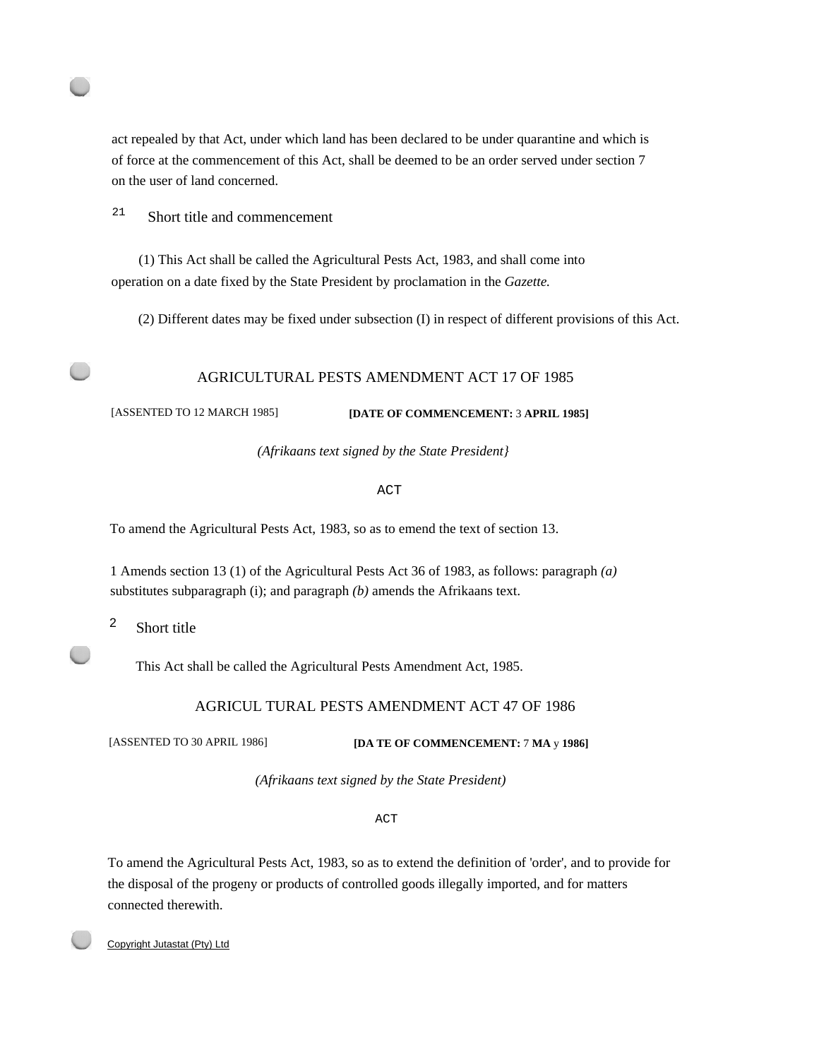act repealed by that Act, under which land has been declared to be under quarantine and which is of force at the commencement of this Act, shall be deemed to be an order served under section 7 on the user of land concerned.

21 Short title and commencement

(1) This Act shall be called the Agricultural Pests Act, 1983, and shall come into operation on a date fixed by the State President by proclamation in the *Gazette.*

(2) Different dates may be fixed under subsection (I) in respect of different provisions of this Act.

## AGRICULTURAL PESTS AMENDMENT ACT 17 OF 1985

[ASSENTED TO 12 MARCH 1985] **[DATE OF COMMENCEMENT:** 3 **APRIL 1985]**

*(Afrikaans text signed by the State President}*

ACT

To amend the Agricultural Pests Act, 1983, so as to emend the text of section 13.

1 Amends section 13 (1) of the Agricultural Pests Act 36 of 1983, as follows: paragraph *(a)* substitutes subparagraph (i); and paragraph *(b)* amends the Afrikaans text.

2 Short title

This Act shall be called the Agricultural Pests Amendment Act, 1985.

## AGRICUL TURAL PESTS AMENDMENT ACT 47 OF 1986

[ASSENTED TO 30 APRIL 1986] **[DA TE OF COMMENCEMENT:** 7 **MA** y **1986]**

*(Afrikaans text signed by the State President)*

ACT

To amend the Agricultural Pests Act, 1983, so as to extend the definition of 'order', and to provide for the disposal of the progeny or products of controlled goods illegally imported, and for matters connected therewith.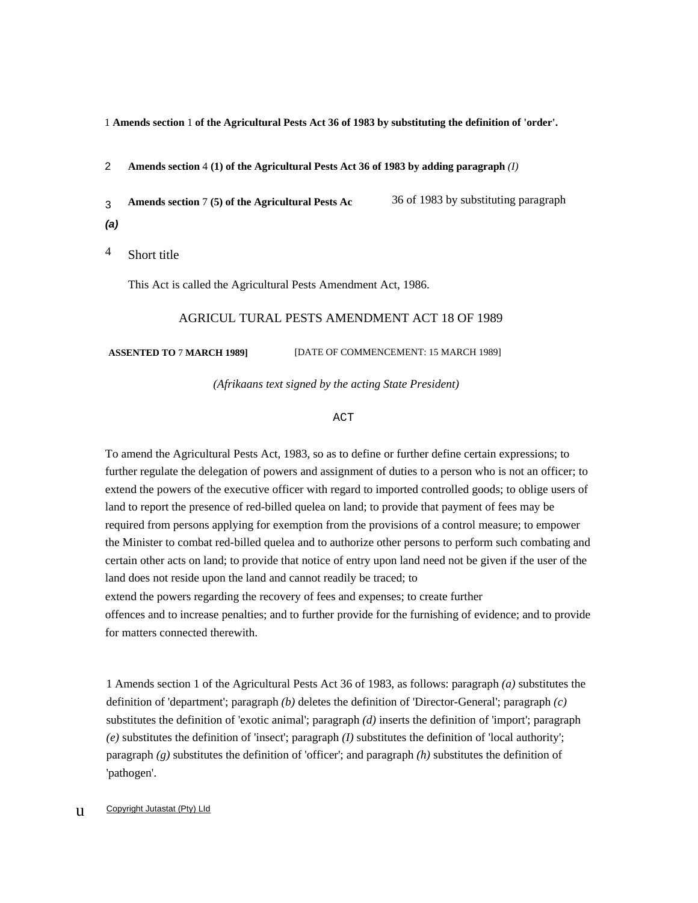1 **Amends section** 1 **of the Agricultural Pests Act 36 of 1983 by substituting the definition of 'order'.**

2 **Amends section** 4 **(1) of the Agricultural Pests Act 36 of 1983 by adding paragraph** *(I)*

3 **Amends section** 7 **(5) of the Agricultural Pests Ac** 36 of 1983 by substituting paragraph ***(a)***

4 Short title

This Act is called the Agricultural Pests Amendment Act, 1986.

## AGRICUL TURAL PESTS AMENDMENT ACT 18 OF 1989

**ASSENTED TO** 7 **MARCH 1989]** [DATE OF COMMENCEMENT: 15 MARCH 1989]

*(Afrikaans text signed by the acting State President)*

ACT

To amend the Agricultural Pests Act, 1983, so as to define or further define certain expressions; to further regulate the delegation of powers and assignment of duties to a person who is not an officer; to extend the powers of the executive officer with regard to imported controlled goods; to oblige users of land to report the presence of red-billed quelea on land; to provide that payment of fees may be required from persons applying for exemption from the provisions of a control measure; to empower the Minister to combat red-billed quelea and to authorize other persons to perform such combating and certain other acts on land; to provide that notice of entry upon land need not be given if the user of the land does not reside upon the land and cannot readily be traced; to extend the powers regarding the recovery of fees and expenses; to create further offences and to increase penalties; and to further provide for the furnishing of evidence; and to provide for matters connected therewith.

1 Amends section 1 of the Agricultural Pests Act 36 of 1983, as follows: paragraph *(a)* substitutes the definition of 'department'; paragraph *(b)* deletes the definition of 'Director-General'; paragraph *(c)* substitutes the definition of 'exotic animal'; paragraph *(d)* inserts the definition of 'import'; paragraph *(e)* substitutes the definition of 'insect'; paragraph *(I)* substitutes the definition of 'local authority'; paragraph *(g)* substitutes the definition of 'officer'; and paragraph *(h)* substitutes the definition of 'pathogen'.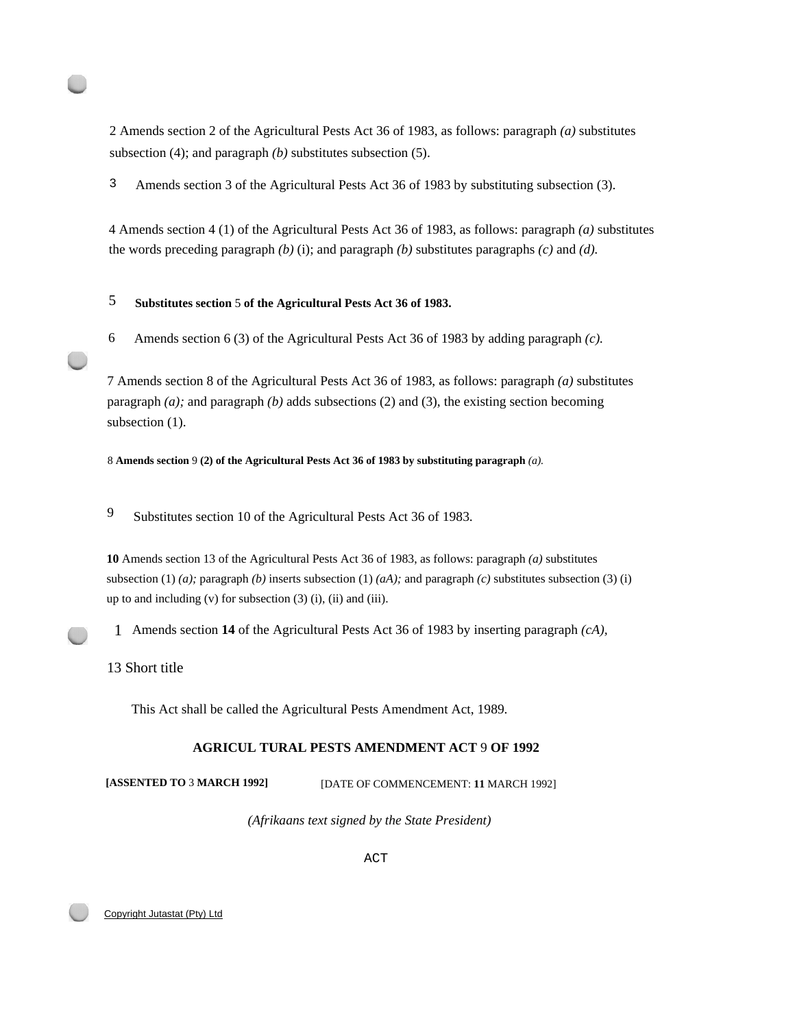2 Amends section 2 of the Agricultural Pests Act 36 of 1983, as follows: paragraph *(a)* substitutes subsection (4); and paragraph *(b)* substitutes subsection (5).

3 Amends section 3 of the Agricultural Pests Act 36 of 1983 by substituting subsection (3).

4 Amends section 4 (1) of the Agricultural Pests Act 36 of 1983, as follows: paragraph *(a)* substitutes the words preceding paragraph *(b)* (i); and paragraph *(b)* substitutes paragraphs *(c)* and *(d).*

5 **Substitutes section** 5 **of the Agricultural Pests Act 36 of 1983.**

6 Amends section 6 (3) of the Agricultural Pests Act 36 of 1983 by adding paragraph *(c).*

7 Amends section 8 of the Agricultural Pests Act 36 of 1983, as follows: paragraph *(a)* substitutes paragraph *(a);* and paragraph *(b)* adds subsections (2) and (3), the existing section becoming subsection (1).

8 **Amends section** 9 **(2) of the Agricultural Pests Act 36 of 1983 by substituting paragraph** *(a).*

9 Substitutes section 10 of the Agricultural Pests Act 36 of 1983.

**10** Amends section 13 of the Agricultural Pests Act 36 of 1983, as follows: paragraph *(a)* substitutes subsection (1) *(a);* paragraph *(b)* inserts subsection (1) *(aA);* and paragraph *(c)* substitutes subsection (3) (i) up to and including (v) for subsection (3) (i), (ii) and (iii).

1 Amends section **14** of the Agricultural Pests Act 36 of 1983 by inserting paragraph *(cA),*

13 Short title

This Act shall be called the Agricultural Pests Amendment Act, 1989.

## AGRICUL TURAL PESTS AMENDMENT ACT 9 OF 1992

**[ASSENTED TO** 3 **MARCH 1992]** [DATE OF COMMENCEMENT: **11** MARCH 1992]

*(Afrikaans text signed by the State President)*

ACT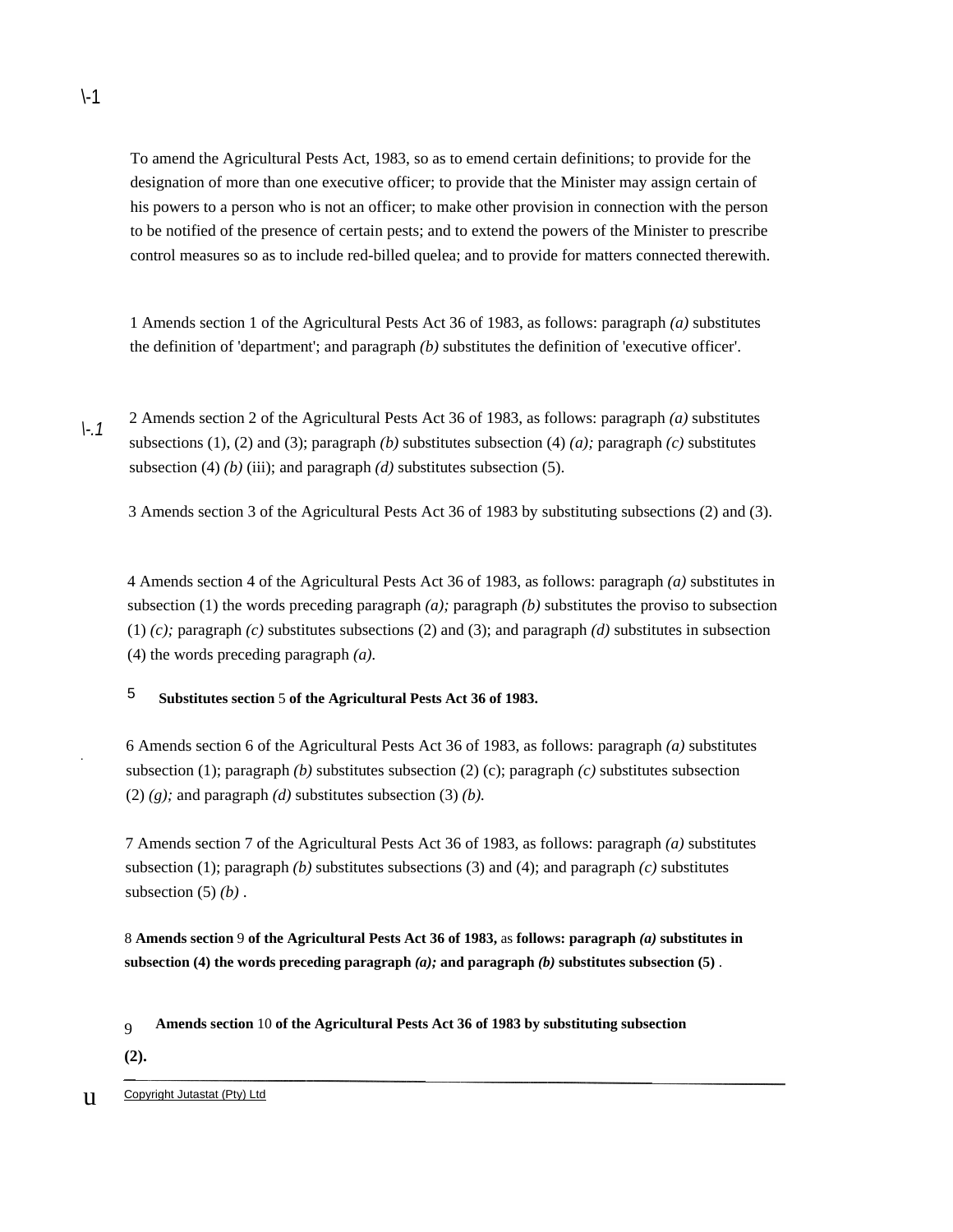To amend the Agricultural Pests Act, 1983, so as to emend certain definitions; to provide for the designation of more than one executive officer; to provide that the Minister may assign certain of his powers to a person who is not an officer; to make other provision in connection with the person to be notified of the presence of certain pests; and to extend the powers of the Minister to prescribe control measures so as to include red-billed quelea; and to provide for matters connected therewith.

1 Amends section 1 of the Agricultural Pests Act 36 of 1983, as follows: paragraph *(a)* substitutes the definition of 'department'; and paragraph *(b)* substitutes the definition of 'executive officer'.

2 Amends section 2 of the Agricultural Pests Act 36 of 1983, as follows: paragraph *(a)* substitutes subsections (1), (2) and (3); paragraph *(b)* substitutes subsection (4) *(a);* paragraph *(c)* substitutes subsection (4) *(b)* (iii); and paragraph *(d)* substitutes subsection (5).

3 Amends section 3 of the Agricultural Pests Act 36 of 1983 by substituting subsections (2) and (3).

4 Amends section 4 of the Agricultural Pests Act 36 of 1983, as follows: paragraph *(a)* substitutes in subsection (1) the words preceding paragraph *(a);* paragraph *(b)* substitutes the proviso to subsection (1) *(c);* paragraph *(c)* substitutes subsections (2) and (3); and paragraph *(d)* substitutes in subsection (4) the words preceding paragraph *(a).*

5 **Substitutes section** 5 **of the Agricultural Pests Act 36 of 1983.**

6 Amends section 6 of the Agricultural Pests Act 36 of 1983, as follows: paragraph *(a)* substitutes subsection (1); paragraph *(b)* substitutes subsection (2) (c); paragraph *(c)* substitutes subsection (2) *(g);* and paragraph *(d)* substitutes subsection (3) *(b).*

7 Amends section 7 of the Agricultural Pests Act 36 of 1983, as follows: paragraph *(a)* substitutes subsection (1); paragraph *(b)* substitutes subsections (3) and (4); and paragraph *(c)* substitutes subsection (5) *(b)* .

8 **Amends section** 9 **of the Agricultural Pests Act 36 of 1983,** as **follows: paragraph *(a)* substitutes in subsection (4) the words preceding paragraph *(a);* and paragraph *(b)* substitutes subsection (5)** .

9 **Amends section** 10 **of the Agricultural Pests Act 36 of 1983 by substituting subsection (2).**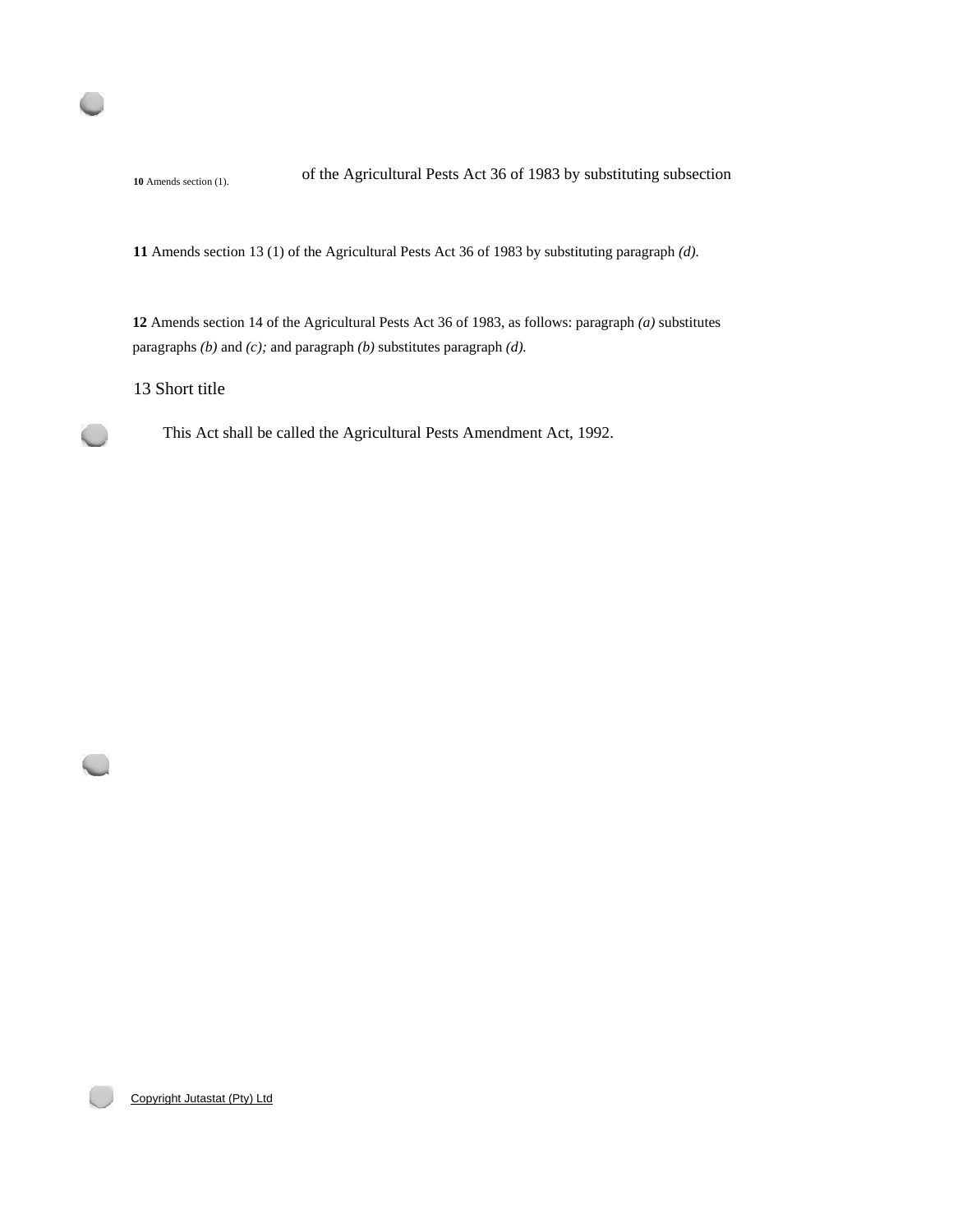**10** Amends section (1). of the Agricultural Pests Act 36 of 1983 by substituting subsection

**11** Amends section 13 (1) of the Agricultural Pests Act 36 of 1983 by substituting paragraph *(d).*

**12** Amends section 14 of the Agricultural Pests Act 36 of 1983, as follows: paragraph *(a)* substitutes paragraphs *(b)* and *(c);* and paragraph *(b)* substitutes paragraph *(d).*

## 13 Short title

This Act shall be called the Agricultural Pests Amendment Act, 1992.